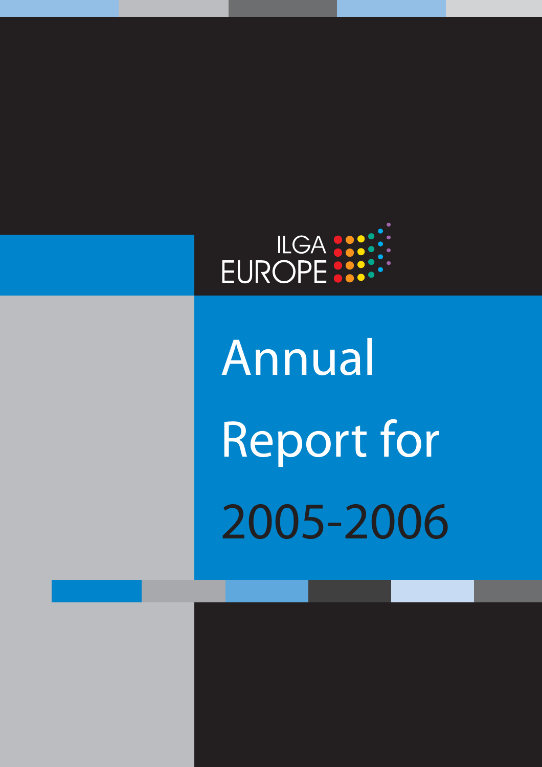ILGA EUROPE

# Annual Report for 2005-2006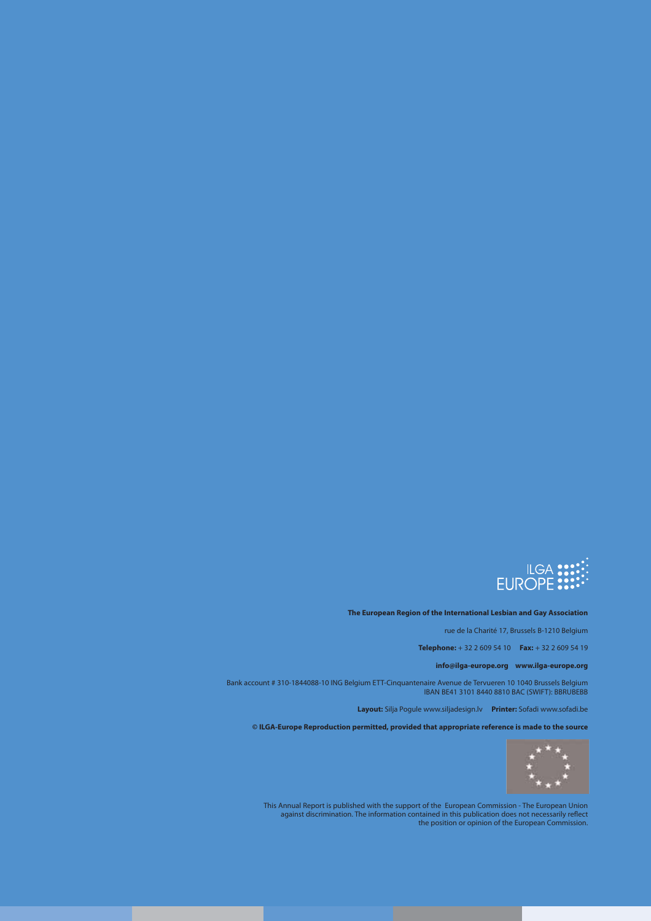ILGA EUROPE

**The European Region of the International Lesbian and Gay Association**

rue de la Charité 17, Brussels B-1210 Belgium

**Telephone:** + 32 2 609 54 10 **Fax:** + 32 2 609 54 19

**info@ilga-europe.org www.ilga-europe.org**

Bank account # 310-1844088-10 ING Belgium ETT-Cinquantenaire Avenue de Tervueren 10 1040 Brussels Belgium
IBAN BE41 3101 8440 8810 BAC (SWIFT): BBRUBEBB

**Layout:** Silja Pogule www.siljadesign.lv **Printer:** Sofadi www.sofadi.be

**© ILGA-Europe Reproduction permitted, provided that appropriate reference is made to the source**

This Annual Report is published with the support of the European Commission - The European Union against discrimination. The information contained in this publication does not necessarily reflect the position or opinion of the European Commission.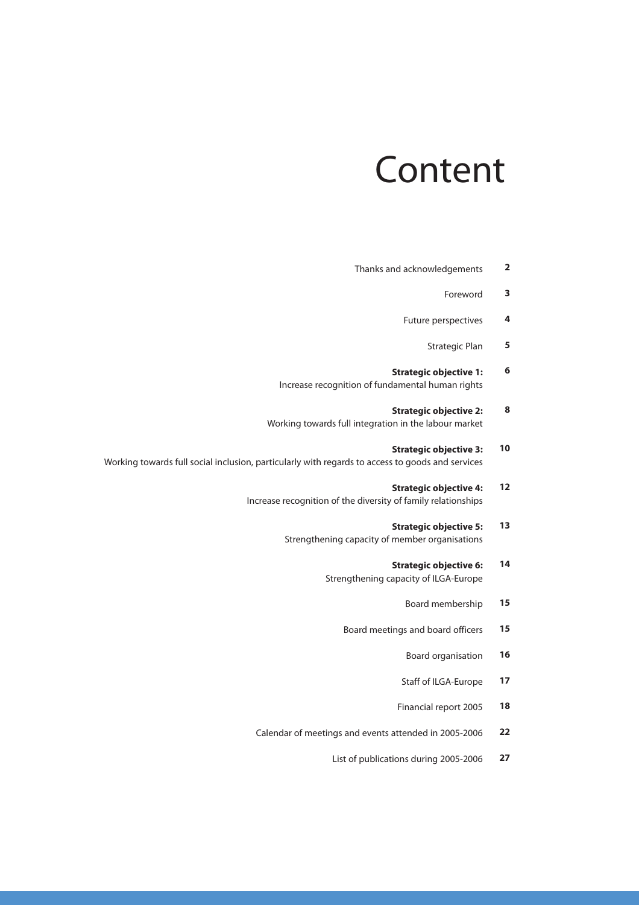# Content

| | |
|---|---|
| Thanks and acknowledgements | 2 |
| Foreword | 3 |
| Future perspectives | 4 |
| Strategic Plan | 5 |
| **Strategic objective 1:** Increase recognition of fundamental human rights | 6 |
| **Strategic objective 2:** Working towards full integration in the labour market | 8 |
| **Strategic objective 3:** Working towards full social inclusion, particularly with regards to access to goods and services | 10 |
| **Strategic objective 4:** Increase recognition of the diversity of family relationships | 12 |
| **Strategic objective 5:** Strengthening capacity of member organisations | 13 |
| **Strategic objective 6:** Strengthening capacity of ILGA-Europe | 14 |
| Board membership | 15 |
| Board meetings and board officers | 15 |
| Board organisation | 16 |
| Staff of ILGA-Europe | 17 |
| Financial report 2005 | 18 |
| Calendar of meetings and events attended in 2005-2006 | 22 |
| List of publications during 2005-2006 | 27 |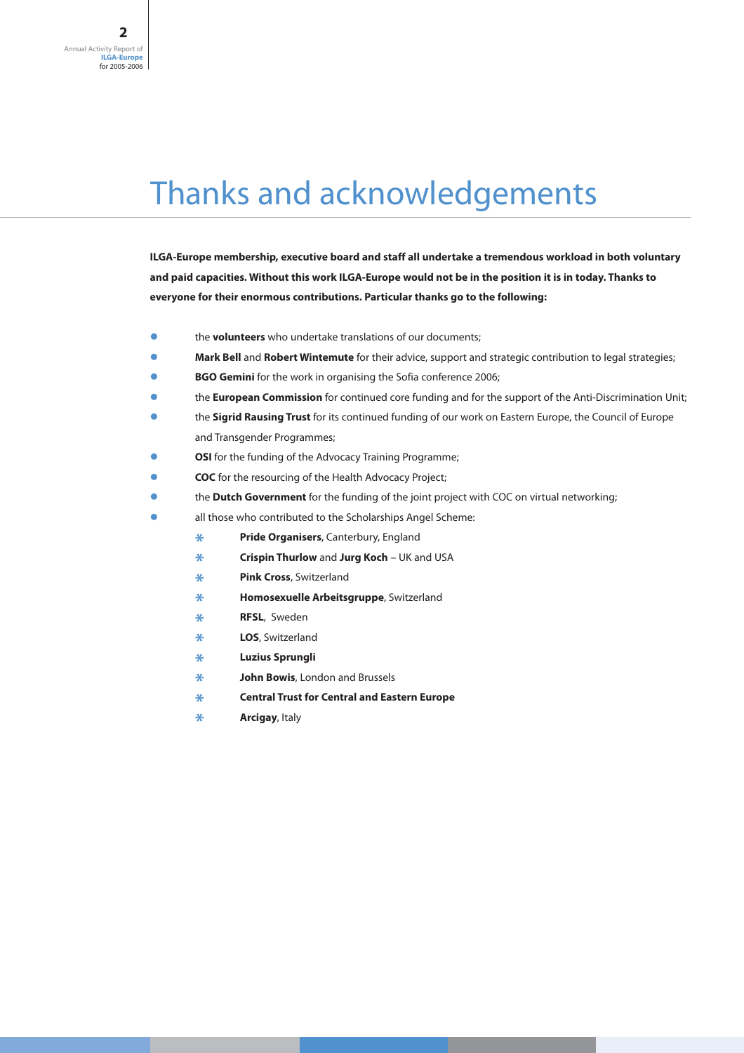# Thanks and acknowledgements

**ILGA-Europe membership, executive board and staff all undertake a tremendous workload in both voluntary and paid capacities. Without this work ILGA-Europe would not be in the position it is in today. Thanks to everyone for their enormous contributions. Particular thanks go to the following:**

- the **volunteers** who undertake translations of our documents;
- **Mark Bell** and **Robert Wintemute** for their advice, support and strategic contribution to legal strategies;
- **BGO Gemini** for the work in organising the Sofia conference 2006;
- the **European Commission** for continued core funding and for the support of the Anti-Discrimination Unit;
- the **Sigrid Rausing Trust** for its continued funding of our work on Eastern Europe, the Council of Europe and Transgender Programmes;
- **OSI** for the funding of the Advocacy Training Programme;
- **COC** for the resourcing of the Health Advocacy Project;
- the **Dutch Government** for the funding of the joint project with COC on virtual networking;
- all those who contributed to the Scholarships Angel Scheme:
  - **Pride Organisers**, Canterbury, England
  - **Crispin Thurlow** and **Jurg Koch** – UK and USA
  - **Pink Cross**, Switzerland
  - **Homosexuelle Arbeitsgruppe**, Switzerland
  - **RFSL**, Sweden
  - **LOS**, Switzerland
  - **Luzius Sprungli**
  - **John Bowis**, London and Brussels
  - **Central Trust for Central and Eastern Europe**
  - **Arcigay**, Italy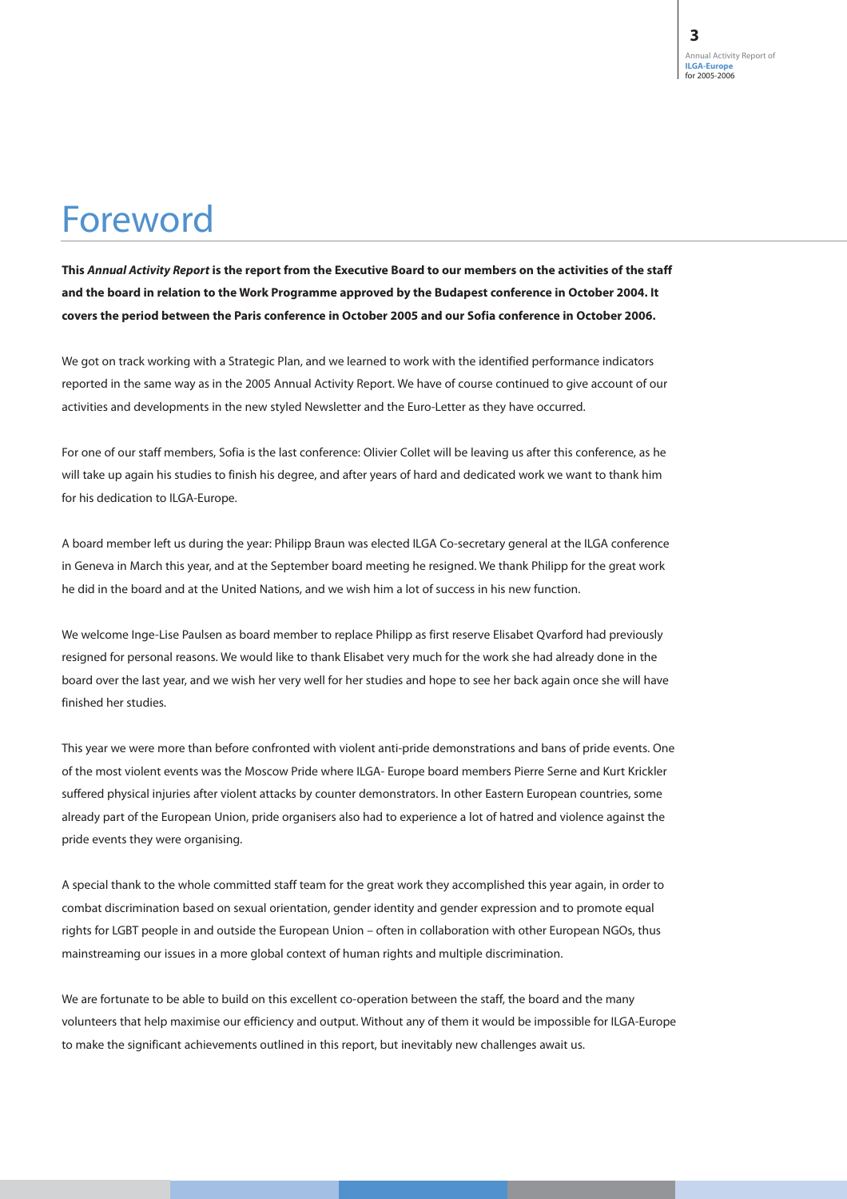# Foreword

**This *Annual Activity Report* is the report from the Executive Board to our members on the activities of the staff and the board in relation to the Work Programme approved by the Budapest conference in October 2004. It covers the period between the Paris conference in October 2005 and our Sofia conference in October 2006.**

We got on track working with a Strategic Plan, and we learned to work with the identified performance indicators reported in the same way as in the 2005 Annual Activity Report. We have of course continued to give account of our activities and developments in the new styled Newsletter and the Euro-Letter as they have occurred.

For one of our staff members, Sofia is the last conference: Olivier Collet will be leaving us after this conference, as he will take up again his studies to finish his degree, and after years of hard and dedicated work we want to thank him for his dedication to ILGA-Europe.

A board member left us during the year: Philipp Braun was elected ILGA Co-secretary general at the ILGA conference in Geneva in March this year, and at the September board meeting he resigned. We thank Philipp for the great work he did in the board and at the United Nations, and we wish him a lot of success in his new function.

We welcome Inge-Lise Paulsen as board member to replace Philipp as first reserve Elisabet Qvarford had previously resigned for personal reasons. We would like to thank Elisabet very much for the work she had already done in the board over the last year, and we wish her very well for her studies and hope to see her back again once she will have finished her studies.

This year we were more than before confronted with violent anti-pride demonstrations and bans of pride events. One of the most violent events was the Moscow Pride where ILGA- Europe board members Pierre Serne and Kurt Krickler suffered physical injuries after violent attacks by counter demonstrators. In other Eastern European countries, some already part of the European Union, pride organisers also had to experience a lot of hatred and violence against the pride events they were organising.

A special thank to the whole committed staff team for the great work they accomplished this year again, in order to combat discrimination based on sexual orientation, gender identity and gender expression and to promote equal rights for LGBT people in and outside the European Union – often in collaboration with other European NGOs, thus mainstreaming our issues in a more global context of human rights and multiple discrimination.

We are fortunate to be able to build on this excellent co-operation between the staff, the board and the many volunteers that help maximise our efficiency and output. Without any of them it would be impossible for ILGA-Europe to make the significant achievements outlined in this report, but inevitably new challenges await us.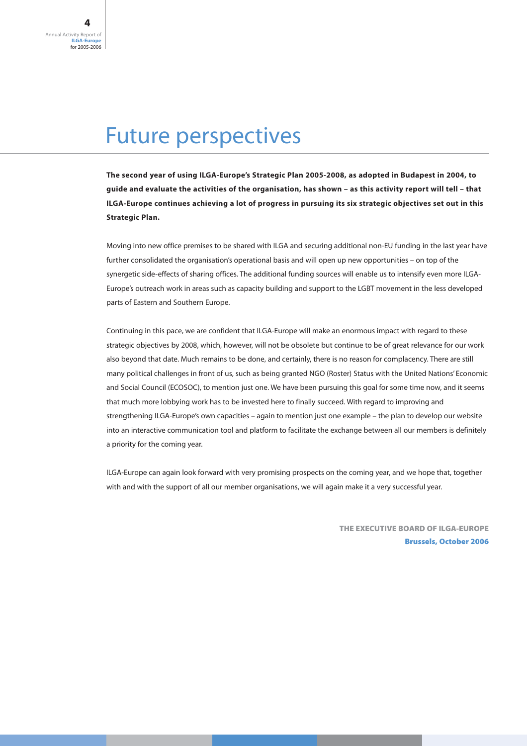# Future perspectives

**The second year of using ILGA-Europe's Strategic Plan 2005-2008, as adopted in Budapest in 2004, to guide and evaluate the activities of the organisation, has shown – as this activity report will tell – that ILGA-Europe continues achieving a lot of progress in pursuing its six strategic objectives set out in this Strategic Plan.**

Moving into new office premises to be shared with ILGA and securing additional non-EU funding in the last year have further consolidated the organisation's operational basis and will open up new opportunities – on top of the synergetic side-effects of sharing offices. The additional funding sources will enable us to intensify even more ILGA-Europe's outreach work in areas such as capacity building and support to the LGBT movement in the less developed parts of Eastern and Southern Europe.

Continuing in this pace, we are confident that ILGA-Europe will make an enormous impact with regard to these strategic objectives by 2008, which, however, will not be obsolete but continue to be of great relevance for our work also beyond that date. Much remains to be done, and certainly, there is no reason for complacency. There are still many political challenges in front of us, such as being granted NGO (Roster) Status with the United Nations' Economic and Social Council (ECOSOC), to mention just one. We have been pursuing this goal for some time now, and it seems that much more lobbying work has to be invested here to finally succeed. With regard to improving and strengthening ILGA-Europe's own capacities – again to mention just one example – the plan to develop our website into an interactive communication tool and platform to facilitate the exchange between all our members is definitely a priority for the coming year.

ILGA-Europe can again look forward with very promising prospects on the coming year, and we hope that, together with and with the support of all our member organisations, we will again make it a very successful year.

**THE EXECUTIVE BOARD OF ILGA-EUROPE**
**Brussels, October 2006**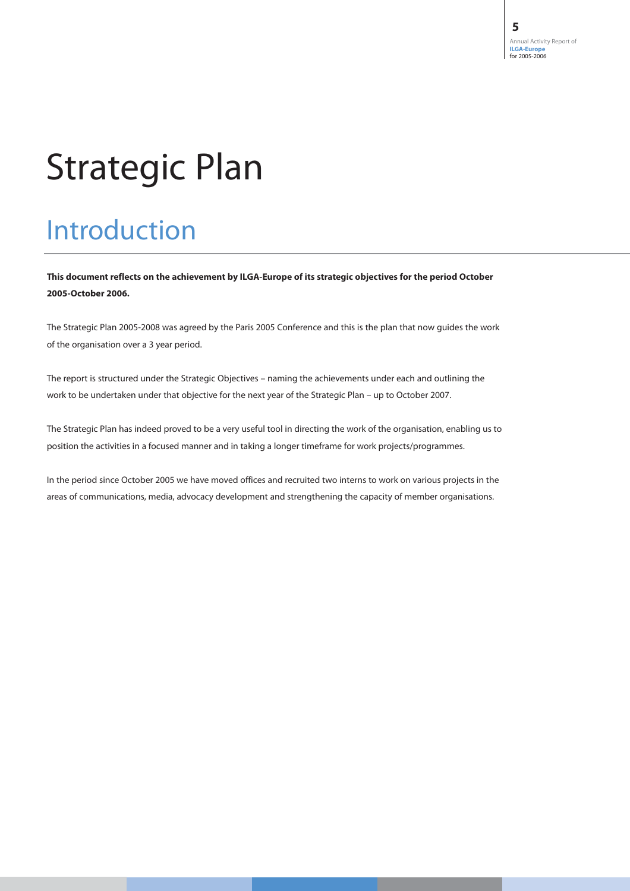# Strategic Plan

## Introduction

**This document reflects on the achievement by ILGA-Europe of its strategic objectives for the period October 2005-October 2006.**

The Strategic Plan 2005-2008 was agreed by the Paris 2005 Conference and this is the plan that now guides the work of the organisation over a 3 year period.

The report is structured under the Strategic Objectives – naming the achievements under each and outlining the work to be undertaken under that objective for the next year of the Strategic Plan – up to October 2007.

The Strategic Plan has indeed proved to be a very useful tool in directing the work of the organisation, enabling us to position the activities in a focused manner and in taking a longer timeframe for work projects/programmes.

In the period since October 2005 we have moved offices and recruited two interns to work on various projects in the areas of communications, media, advocacy development and strengthening the capacity of member organisations.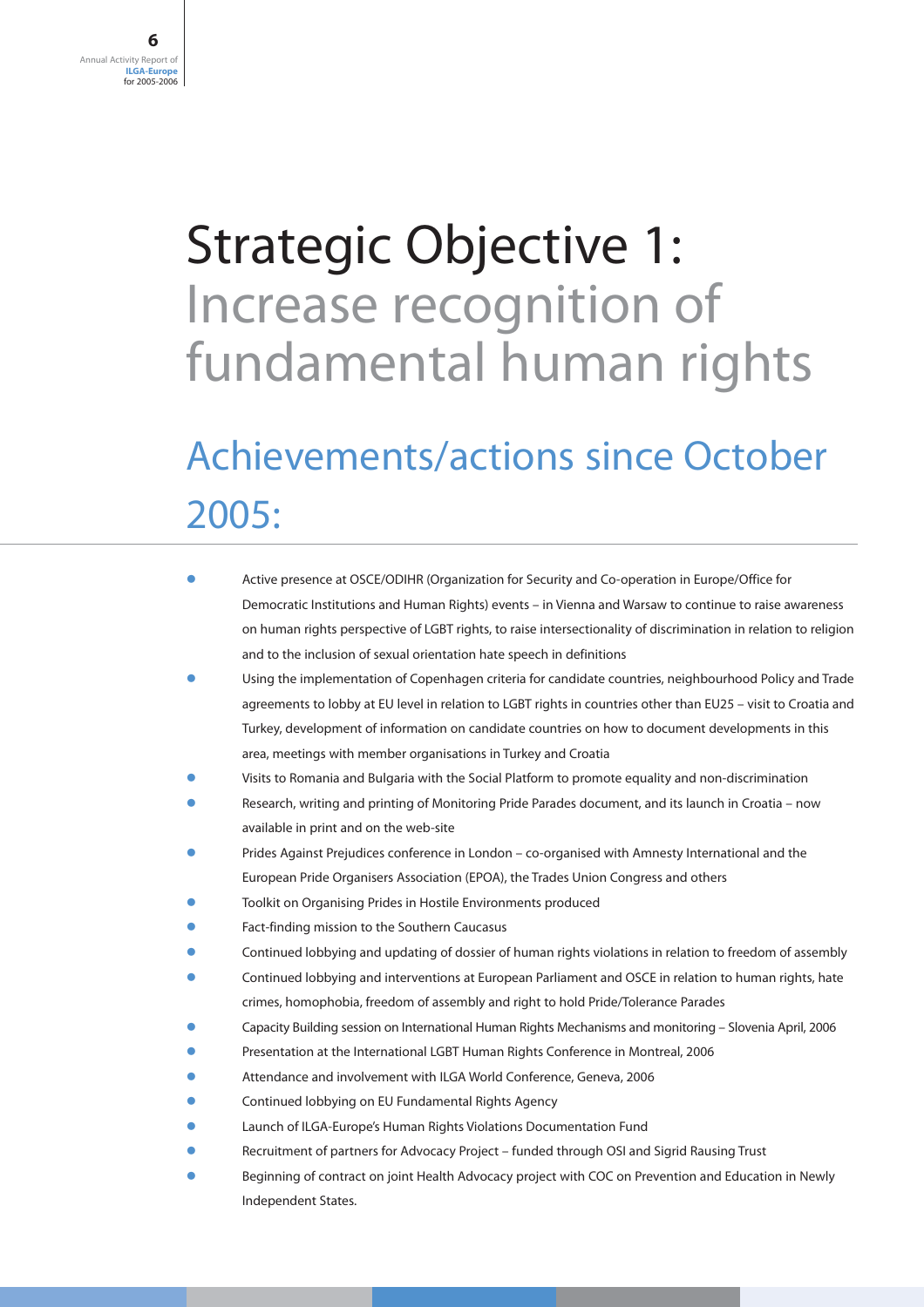# Strategic Objective 1: Increase recognition of fundamental human rights

## Achievements/actions since October 2005:

- Active presence at OSCE/ODIHR (Organization for Security and Co-operation in Europe/Office for Democratic Institutions and Human Rights) events – in Vienna and Warsaw to continue to raise awareness on human rights perspective of LGBT rights, to raise intersectionality of discrimination in relation to religion and to the inclusion of sexual orientation hate speech in definitions
- Using the implementation of Copenhagen criteria for candidate countries, neighbourhood Policy and Trade agreements to lobby at EU level in relation to LGBT rights in countries other than EU25 – visit to Croatia and Turkey, development of information on candidate countries on how to document developments in this area, meetings with member organisations in Turkey and Croatia
- Visits to Romania and Bulgaria with the Social Platform to promote equality and non-discrimination
- Research, writing and printing of Monitoring Pride Parades document, and its launch in Croatia – now available in print and on the web-site
- Prides Against Prejudices conference in London – co-organised with Amnesty International and the European Pride Organisers Association (EPOA), the Trades Union Congress and others
- Toolkit on Organising Prides in Hostile Environments produced
- Fact-finding mission to the Southern Caucasus
- Continued lobbying and updating of dossier of human rights violations in relation to freedom of assembly
- Continued lobbying and interventions at European Parliament and OSCE in relation to human rights, hate crimes, homophobia, freedom of assembly and right to hold Pride/Tolerance Parades
- Capacity Building session on International Human Rights Mechanisms and monitoring – Slovenia April, 2006
- Presentation at the International LGBT Human Rights Conference in Montreal, 2006
- Attendance and involvement with ILGA World Conference, Geneva, 2006
- Continued lobbying on EU Fundamental Rights Agency
- Launch of ILGA-Europe's Human Rights Violations Documentation Fund
- Recruitment of partners for Advocacy Project – funded through OSI and Sigrid Rausing Trust
- Beginning of contract on joint Health Advocacy project with COC on Prevention and Education in Newly Independent States.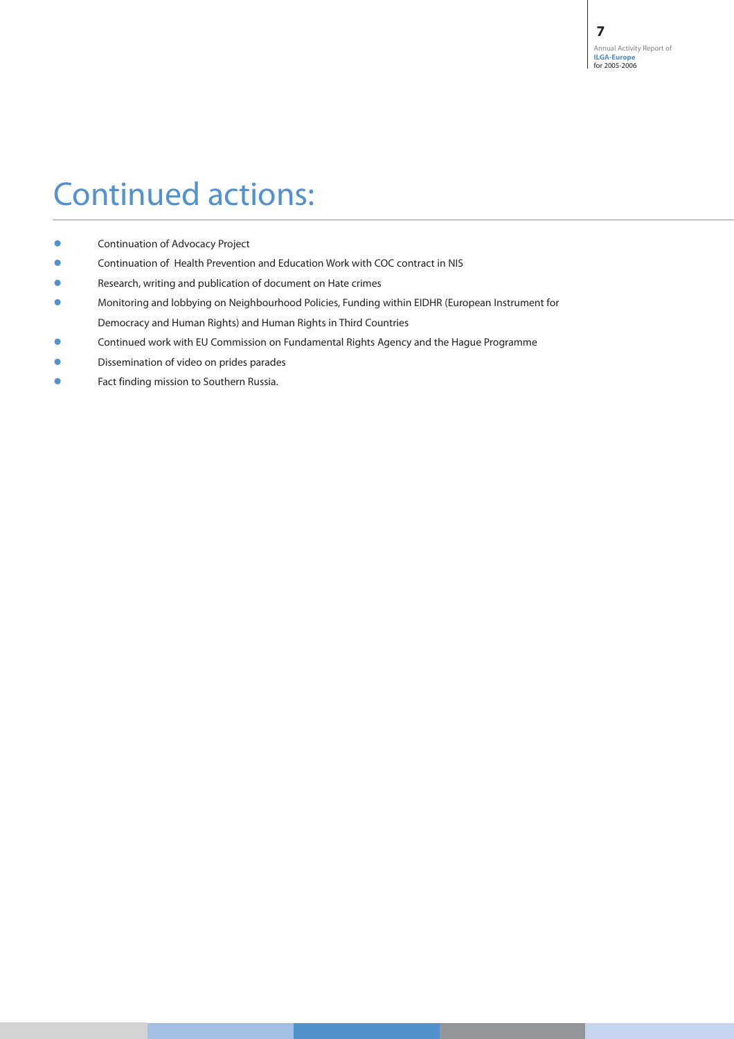# Continued actions:

- Continuation of Advocacy Project
- Continuation of Health Prevention and Education Work with COC contract in NIS
- Research, writing and publication of document on Hate crimes
- Monitoring and lobbying on Neighbourhood Policies, Funding within EIDHR (European Instrument for Democracy and Human Rights) and Human Rights in Third Countries
- Continued work with EU Commission on Fundamental Rights Agency and the Hague Programme
- Dissemination of video on prides parades
- Fact finding mission to Southern Russia.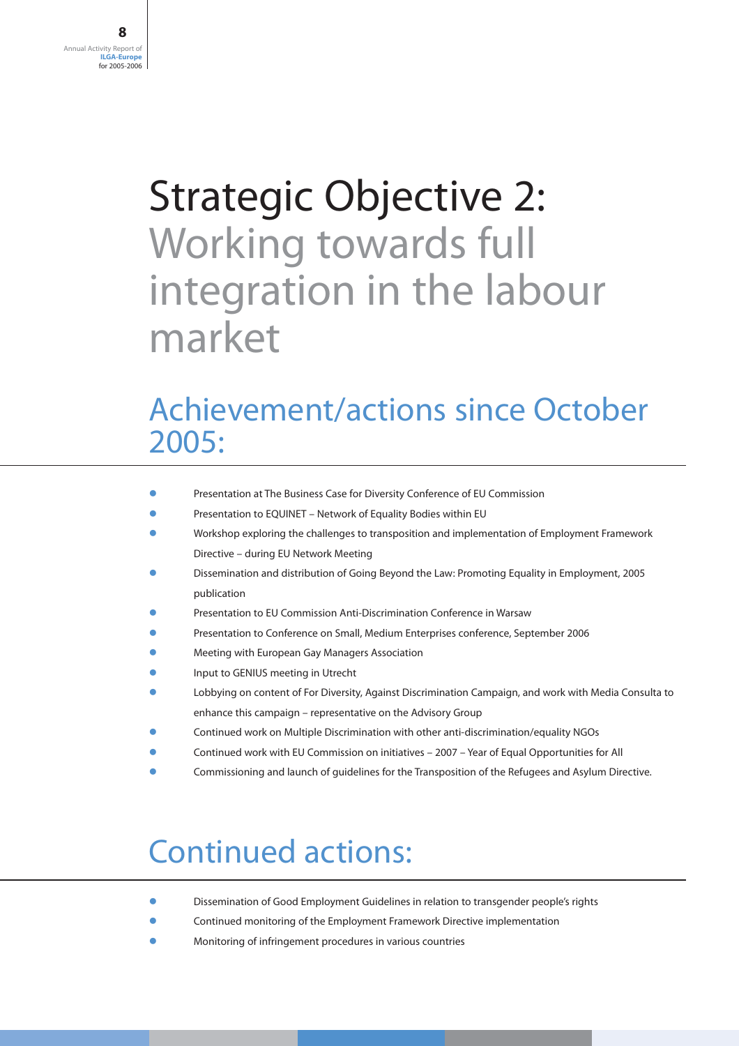# Strategic Objective 2: Working towards full integration in the labour market

## Achievement/actions since October 2005:

- Presentation at The Business Case for Diversity Conference of EU Commission
- Presentation to EQUINET – Network of Equality Bodies within EU
- Workshop exploring the challenges to transposition and implementation of Employment Framework Directive – during EU Network Meeting
- Dissemination and distribution of Going Beyond the Law: Promoting Equality in Employment, 2005 publication
- Presentation to EU Commission Anti-Discrimination Conference in Warsaw
- Presentation to Conference on Small, Medium Enterprises conference, September 2006
- Meeting with European Gay Managers Association
- Input to GENIUS meeting in Utrecht
- Lobbying on content of For Diversity, Against Discrimination Campaign, and work with Media Consulta to enhance this campaign – representative on the Advisory Group
- Continued work on Multiple Discrimination with other anti-discrimination/equality NGOs
- Continued work with EU Commission on initiatives – 2007 – Year of Equal Opportunities for All
- Commissioning and launch of guidelines for the Transposition of the Refugees and Asylum Directive.

## Continued actions:

- Dissemination of Good Employment Guidelines in relation to transgender people's rights
- Continued monitoring of the Employment Framework Directive implementation
- Monitoring of infringement procedures in various countries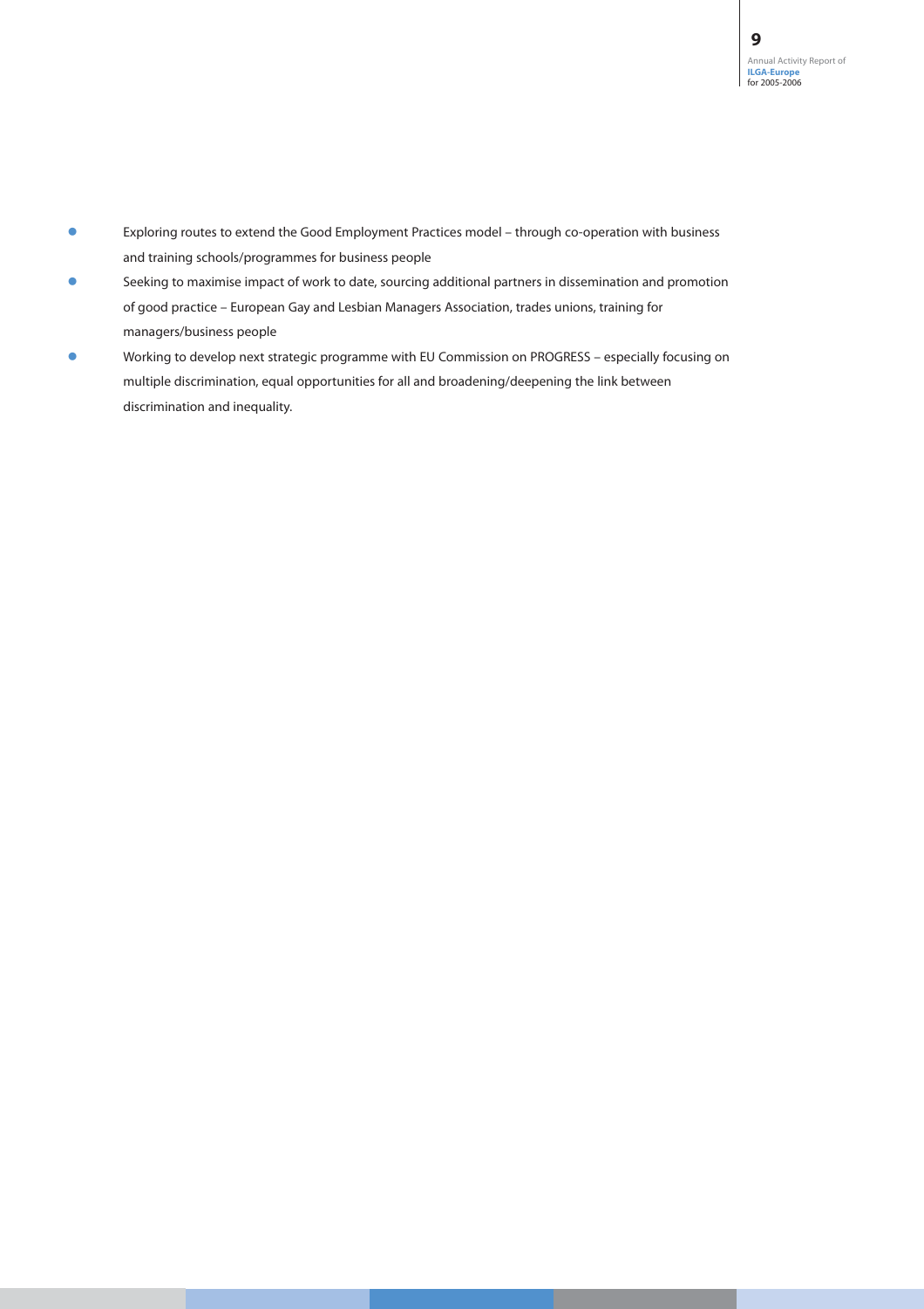- Exploring routes to extend the Good Employment Practices model – through co-operation with business and training schools/programmes for business people
- Seeking to maximise impact of work to date, sourcing additional partners in dissemination and promotion of good practice – European Gay and Lesbian Managers Association, trades unions, training for managers/business people
- Working to develop next strategic programme with EU Commission on PROGRESS – especially focusing on multiple discrimination, equal opportunities for all and broadening/deepening the link between discrimination and inequality.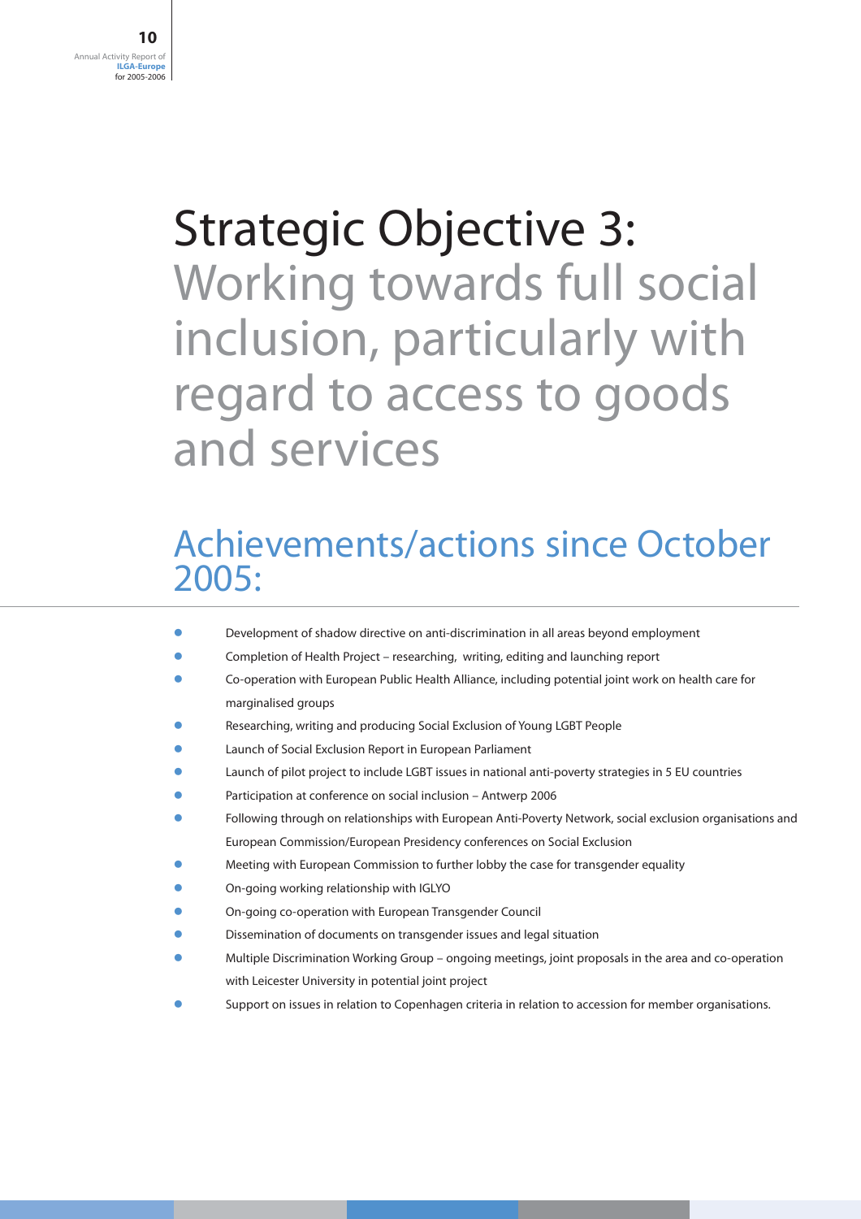# Strategic Objective 3: Working towards full social inclusion, particularly with regard to access to goods and services

## Achievements/actions since October 2005:

- Development of shadow directive on anti-discrimination in all areas beyond employment
- Completion of Health Project – researching, writing, editing and launching report
- Co-operation with European Public Health Alliance, including potential joint work on health care for marginalised groups
- Researching, writing and producing Social Exclusion of Young LGBT People
- Launch of Social Exclusion Report in European Parliament
- Launch of pilot project to include LGBT issues in national anti-poverty strategies in 5 EU countries
- Participation at conference on social inclusion – Antwerp 2006
- Following through on relationships with European Anti-Poverty Network, social exclusion organisations and European Commission/European Presidency conferences on Social Exclusion
- Meeting with European Commission to further lobby the case for transgender equality
- On-going working relationship with IGLYO
- On-going co-operation with European Transgender Council
- Dissemination of documents on transgender issues and legal situation
- Multiple Discrimination Working Group – ongoing meetings, joint proposals in the area and co-operation with Leicester University in potential joint project
- Support on issues in relation to Copenhagen criteria in relation to accession for member organisations.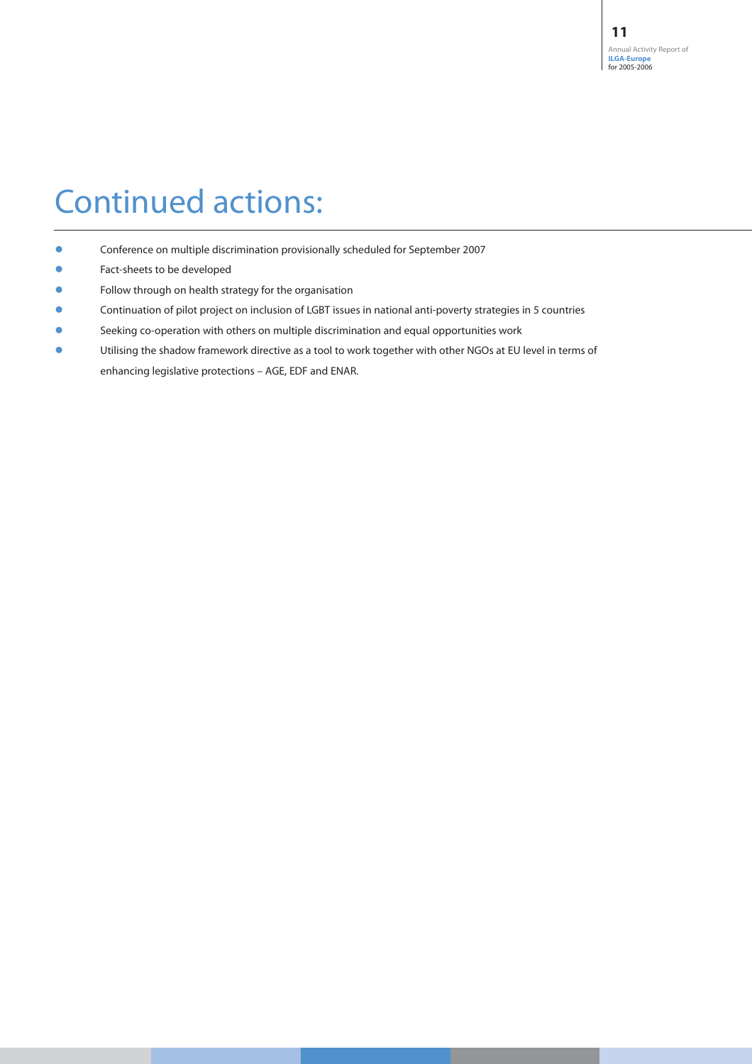# Continued actions:

- Conference on multiple discrimination provisionally scheduled for September 2007
- Fact-sheets to be developed
- Follow through on health strategy for the organisation
- Continuation of pilot project on inclusion of LGBT issues in national anti-poverty strategies in 5 countries
- Seeking co-operation with others on multiple discrimination and equal opportunities work
- Utilising the shadow framework directive as a tool to work together with other NGOs at EU level in terms of enhancing legislative protections – AGE, EDF and ENAR.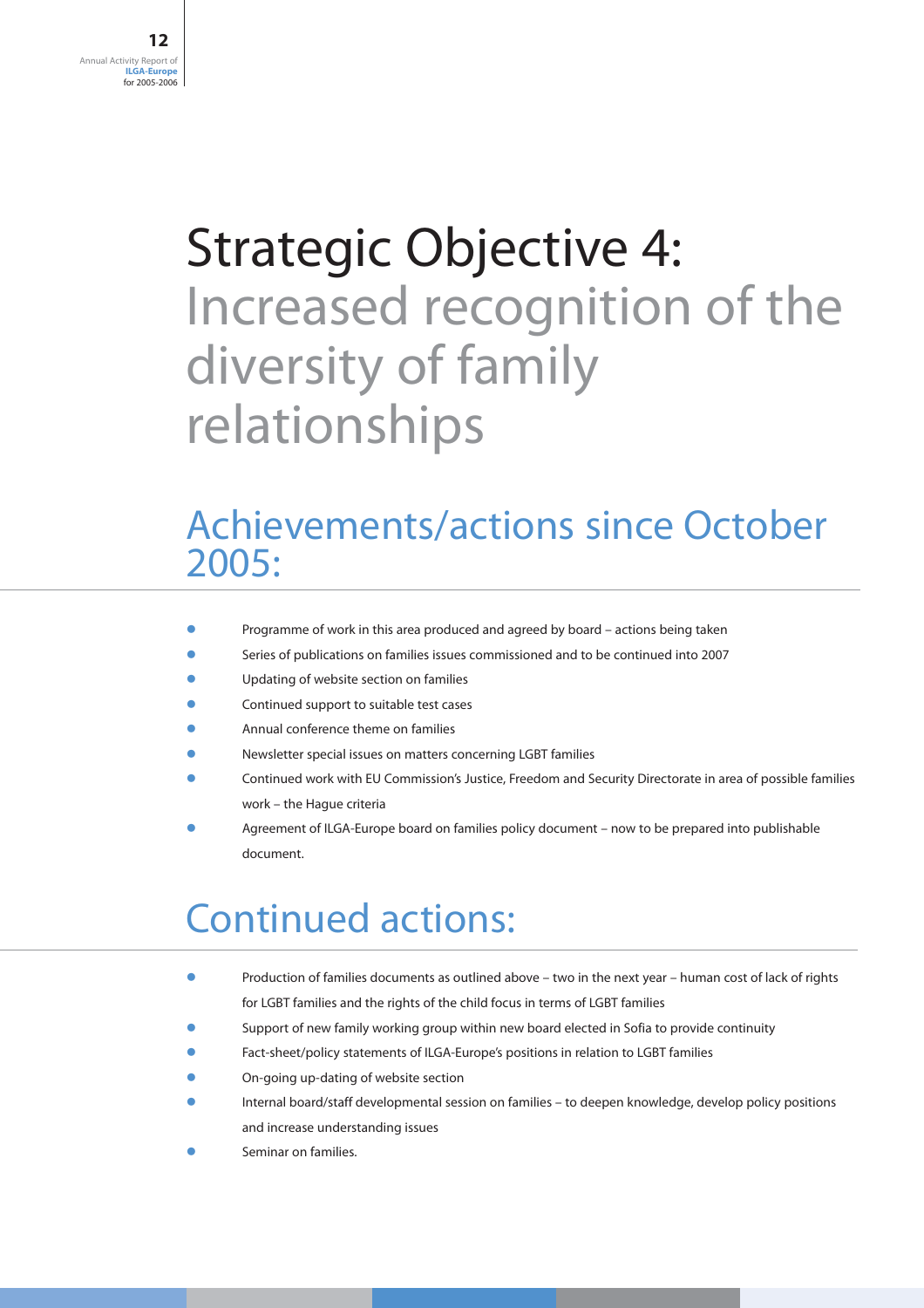# Strategic Objective 4: Increased recognition of the diversity of family relationships

## Achievements/actions since October 2005:

- Programme of work in this area produced and agreed by board – actions being taken
- Series of publications on families issues commissioned and to be continued into 2007
- Updating of website section on families
- Continued support to suitable test cases
- Annual conference theme on families
- Newsletter special issues on matters concerning LGBT families
- Continued work with EU Commission's Justice, Freedom and Security Directorate in area of possible families work – the Hague criteria
- Agreement of ILGA-Europe board on families policy document – now to be prepared into publishable document.

## Continued actions:

- Production of families documents as outlined above – two in the next year – human cost of lack of rights for LGBT families and the rights of the child focus in terms of LGBT families
- Support of new family working group within new board elected in Sofia to provide continuity
- Fact-sheet/policy statements of ILGA-Europe's positions in relation to LGBT families
- On-going up-dating of website section
- Internal board/staff developmental session on families – to deepen knowledge, develop policy positions and increase understanding issues
- Seminar on families.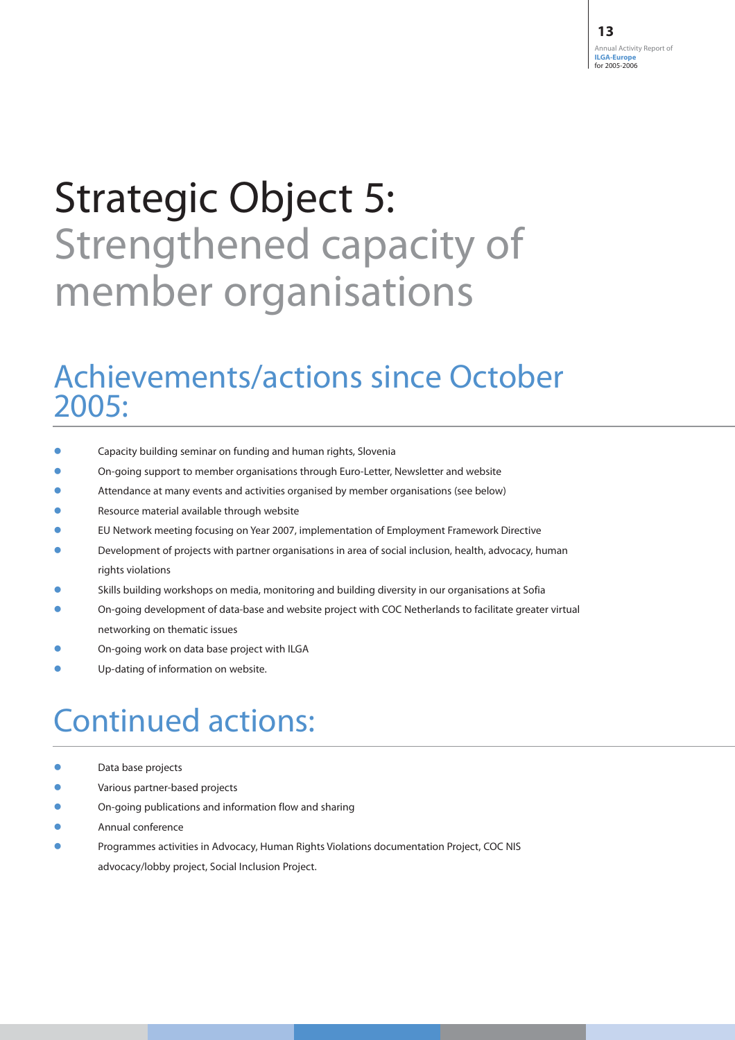# Strategic Object 5: Strengthened capacity of member organisations

## Achievements/actions since October 2005:

- Capacity building seminar on funding and human rights, Slovenia
- On-going support to member organisations through Euro-Letter, Newsletter and website
- Attendance at many events and activities organised by member organisations (see below)
- Resource material available through website
- EU Network meeting focusing on Year 2007, implementation of Employment Framework Directive
- Development of projects with partner organisations in area of social inclusion, health, advocacy, human rights violations
- Skills building workshops on media, monitoring and building diversity in our organisations at Sofia
- On-going development of data-base and website project with COC Netherlands to facilitate greater virtual networking on thematic issues
- On-going work on data base project with ILGA
- Up-dating of information on website.

## Continued actions:

- Data base projects
- Various partner-based projects
- On-going publications and information flow and sharing
- Annual conference
- Programmes activities in Advocacy, Human Rights Violations documentation Project, COC NIS advocacy/lobby project, Social Inclusion Project.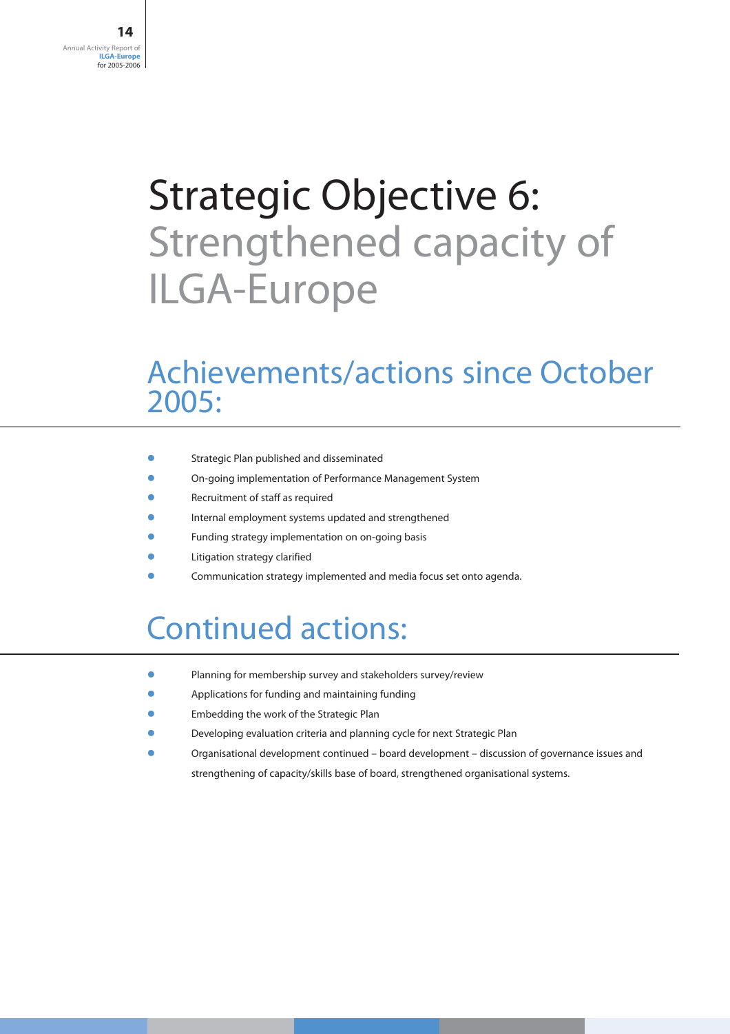# Strategic Objective 6: Strengthened capacity of ILGA-Europe

## Achievements/actions since October 2005:

- Strategic Plan published and disseminated
- On-going implementation of Performance Management System
- Recruitment of staff as required
- Internal employment systems updated and strengthened
- Funding strategy implementation on on-going basis
- Litigation strategy clarified
- Communication strategy implemented and media focus set onto agenda.

## Continued actions:

- Planning for membership survey and stakeholders survey/review
- Applications for funding and maintaining funding
- Embedding the work of the Strategic Plan
- Developing evaluation criteria and planning cycle for next Strategic Plan
- Organisational development continued – board development – discussion of governance issues and strengthening of capacity/skills base of board, strengthened organisational systems.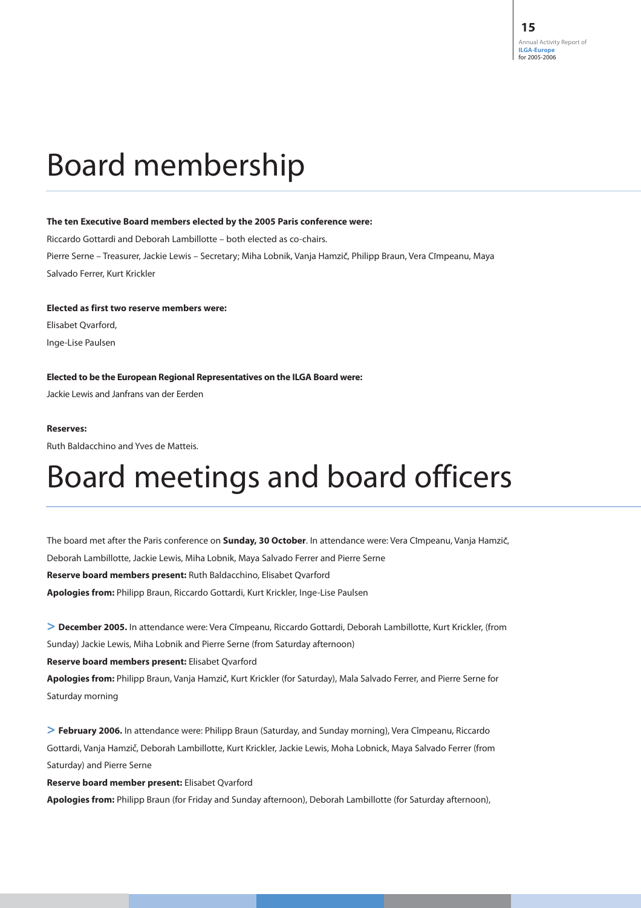# Board membership

**The ten Executive Board members elected by the 2005 Paris conference were:**

Riccardo Gottardi and Deborah Lambillotte – both elected as co-chairs.

Pierre Serne – Treasurer, Jackie Lewis – Secretary; Miha Lobnik, Vanja Hamzič, Philipp Braun, Vera Cîmpeanu, Maya Salvado Ferrer, Kurt Krickler

**Elected as first two reserve members were:**

Elisabet Qvarford,

Inge-Lise Paulsen

**Elected to be the European Regional Representatives on the ILGA Board were:**

Jackie Lewis and Janfrans van der Eerden

**Reserves:**

Ruth Baldacchino and Yves de Matteis.

# Board meetings and board officers

The board met after the Paris conference on **Sunday, 30 October**. In attendance were: Vera Cîmpeanu, Vanja Hamzič, Deborah Lambillotte, Jackie Lewis, Miha Lobnik, Maya Salvado Ferrer and Pierre Serne

**Reserve board members present:** Ruth Baldacchino, Elisabet Qvarford

**Apologies from:** Philipp Braun, Riccardo Gottardi, Kurt Krickler, Inge-Lise Paulsen

> **December 2005.** In attendance were: Vera Cîmpeanu, Riccardo Gottardi, Deborah Lambillotte, Kurt Krickler, (from Sunday) Jackie Lewis, Miha Lobnik and Pierre Serne (from Saturday afternoon)

**Reserve board members present:** Elisabet Qvarford

**Apologies from:** Philipp Braun, Vanja Hamzič, Kurt Krickler (for Saturday), Mala Salvado Ferrer, and Pierre Serne for Saturday morning

> **February 2006.** In attendance were: Philipp Braun (Saturday, and Sunday morning), Vera Cîmpeanu, Riccardo Gottardi, Vanja Hamzič, Deborah Lambillotte, Kurt Krickler, Jackie Lewis, Moha Lobnick, Maya Salvado Ferrer (from Saturday) and Pierre Serne

**Reserve board member present:** Elisabet Qvarford

**Apologies from:** Philipp Braun (for Friday and Sunday afternoon), Deborah Lambillotte (for Saturday afternoon),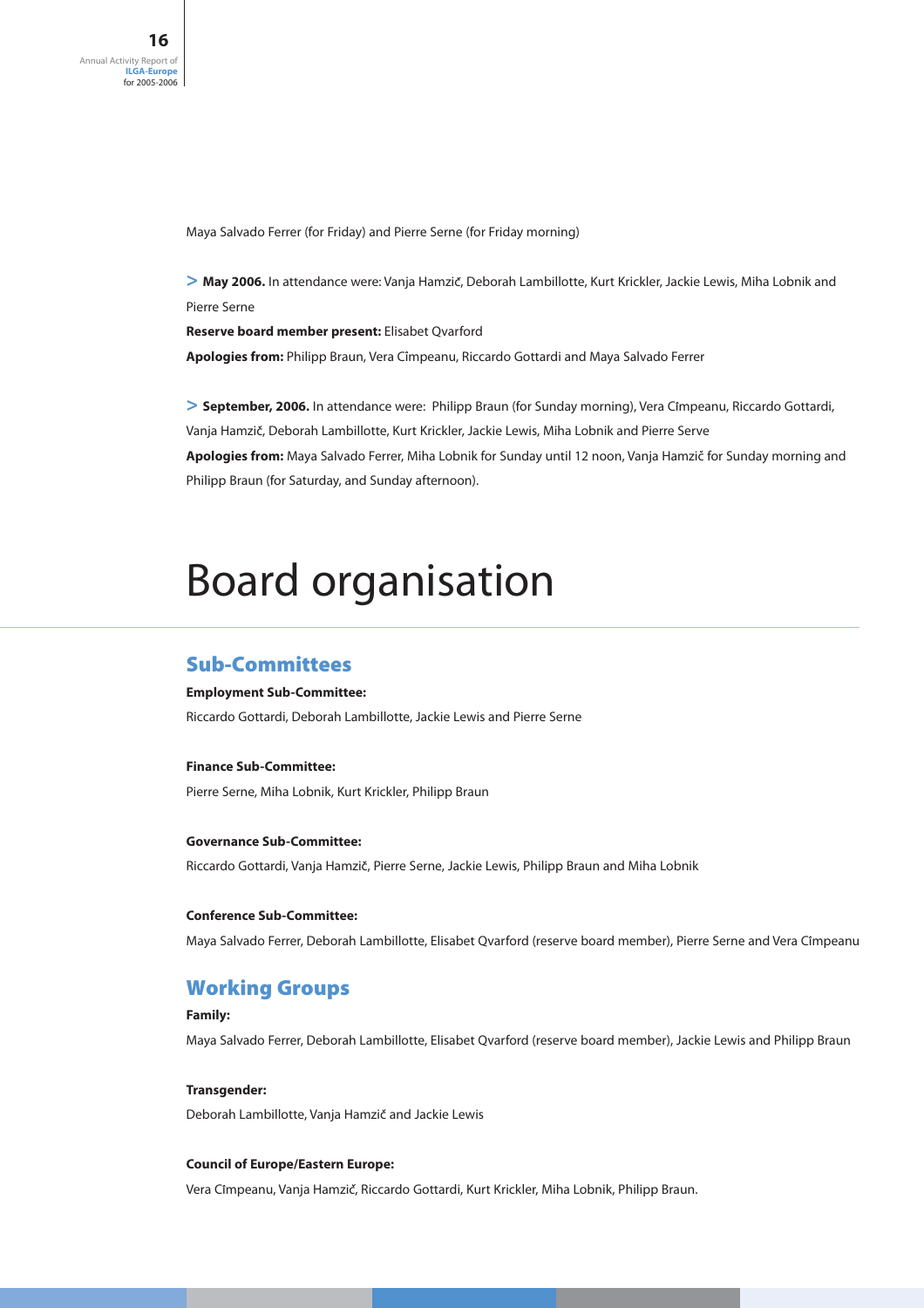Maya Salvado Ferrer (for Friday) and Pierre Serne (for Friday morning)

> **May 2006.** In attendance were: Vanja Hamzič, Deborah Lambillotte, Kurt Krickler, Jackie Lewis, Miha Lobnik and Pierre Serne

**Reserve board member present:** Elisabet Qvarford

**Apologies from:** Philipp Braun, Vera Cîmpeanu, Riccardo Gottardi and Maya Salvado Ferrer

> **September, 2006.** In attendance were: Philipp Braun (for Sunday morning), Vera Cîmpeanu, Riccardo Gottardi, Vanja Hamzič, Deborah Lambillotte, Kurt Krickler, Jackie Lewis, Miha Lobnik and Pierre Serve

**Apologies from:** Maya Salvado Ferrer, Miha Lobnik for Sunday until 12 noon, Vanja Hamzič for Sunday morning and Philipp Braun (for Saturday, and Sunday afternoon).

# Board organisation

## Sub-Committees

**Employment Sub-Committee:**
Riccardo Gottardi, Deborah Lambillotte, Jackie Lewis and Pierre Serne

**Finance Sub-Committee:**
Pierre Serne, Miha Lobnik, Kurt Krickler, Philipp Braun

**Governance Sub-Committee:**
Riccardo Gottardi, Vanja Hamzič, Pierre Serne, Jackie Lewis, Philipp Braun and Miha Lobnik

**Conference Sub-Committee:**
Maya Salvado Ferrer, Deborah Lambillotte, Elisabet Qvarford (reserve board member), Pierre Serne and Vera Cîmpeanu

## Working Groups

**Family:**
Maya Salvado Ferrer, Deborah Lambillotte, Elisabet Qvarford (reserve board member), Jackie Lewis and Philipp Braun

**Transgender:**
Deborah Lambillotte, Vanja Hamzič and Jackie Lewis

**Council of Europe/Eastern Europe:**
Vera Cîmpeanu, Vanja Hamzič, Riccardo Gottardi, Kurt Krickler, Miha Lobnik, Philipp Braun.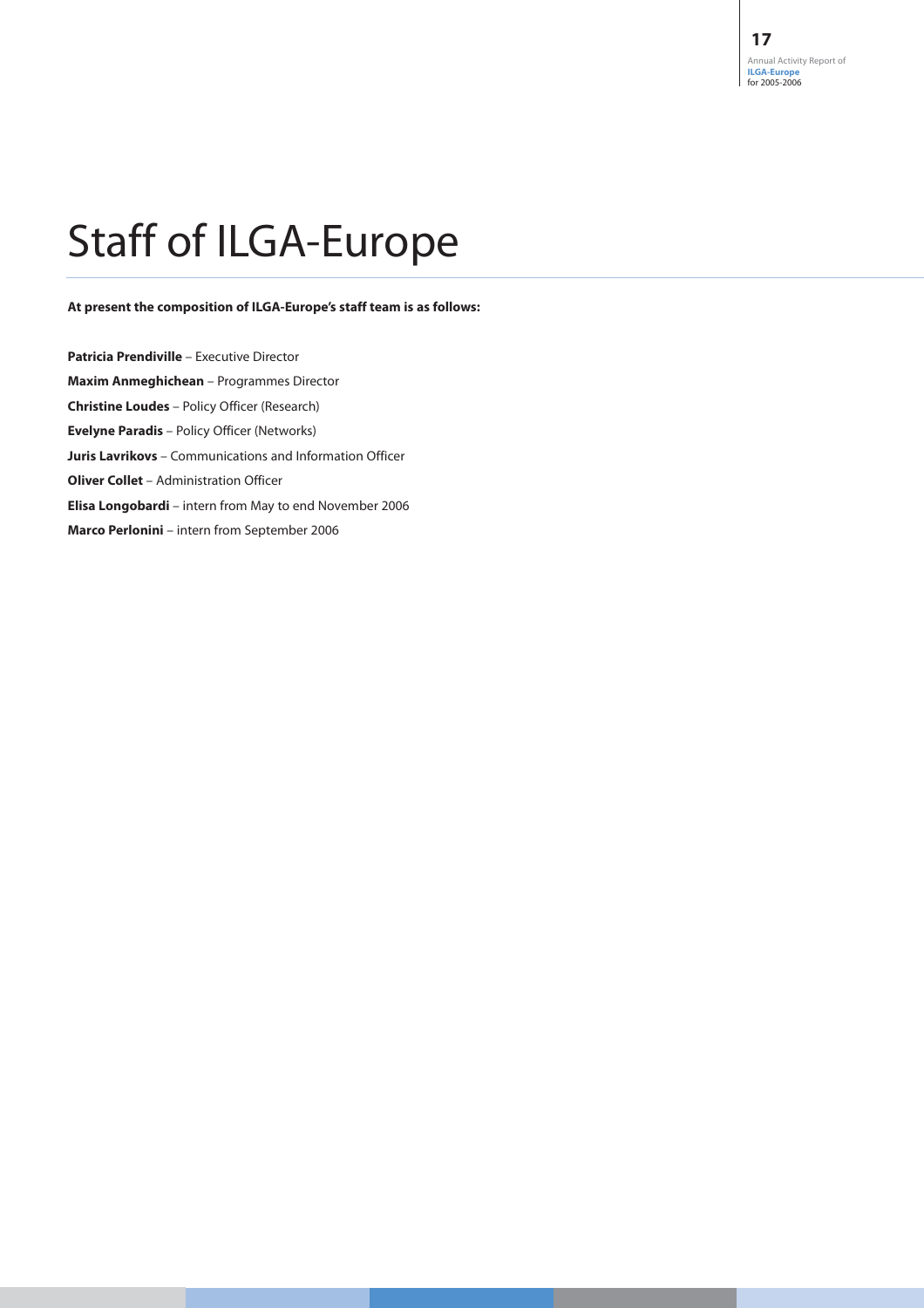# Staff of ILGA-Europe

**At present the composition of ILGA-Europe's staff team is as follows:**

**Patricia Prendiville** – Executive Director

**Maxim Anmeghichean** – Programmes Director

**Christine Loudes** – Policy Officer (Research)

**Evelyne Paradis** – Policy Officer (Networks)

**Juris Lavrikovs** – Communications and Information Officer

**Oliver Collet** – Administration Officer

**Elisa Longobardi** – intern from May to end November 2006

**Marco Perlonini** – intern from September 2006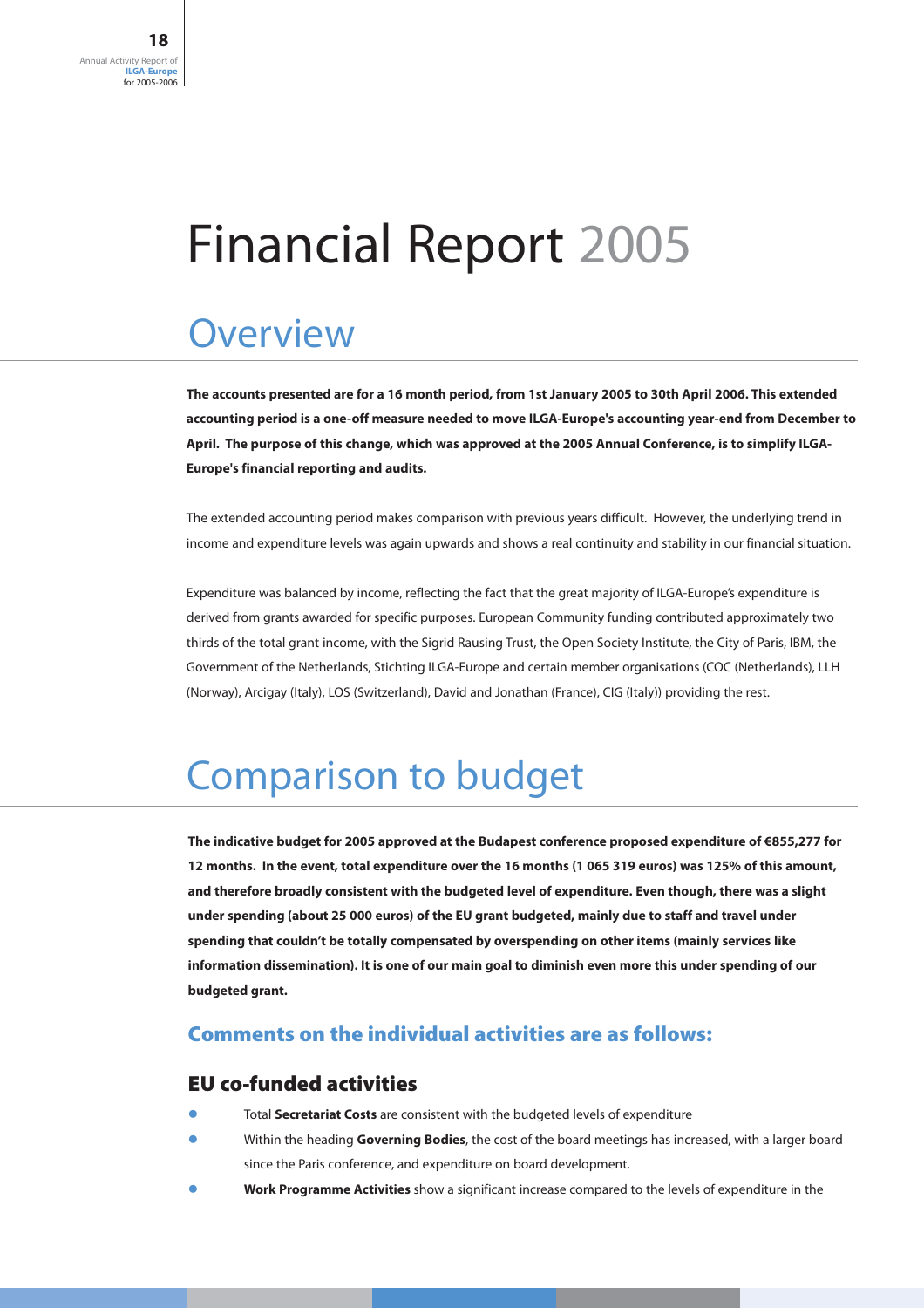# Financial Report 2005

## Overview

**The accounts presented are for a 16 month period, from 1st January 2005 to 30th April 2006. This extended accounting period is a one-off measure needed to move ILGA-Europe's accounting year-end from December to April. The purpose of this change, which was approved at the 2005 Annual Conference, is to simplify ILGA-Europe's financial reporting and audits.**

The extended accounting period makes comparison with previous years difficult. However, the underlying trend in income and expenditure levels was again upwards and shows a real continuity and stability in our financial situation.

Expenditure was balanced by income, reflecting the fact that the great majority of ILGA-Europe's expenditure is derived from grants awarded for specific purposes. European Community funding contributed approximately two thirds of the total grant income, with the Sigrid Rausing Trust, the Open Society Institute, the City of Paris, IBM, the Government of the Netherlands, Stichting ILGA-Europe and certain member organisations (COC (Netherlands), LLH (Norway), Arcigay (Italy), LOS (Switzerland), David and Jonathan (France), CIG (Italy)) providing the rest.

## Comparison to budget

**The indicative budget for 2005 approved at the Budapest conference proposed expenditure of €855,277 for 12 months. In the event, total expenditure over the 16 months (1 065 319 euros) was 125% of this amount, and therefore broadly consistent with the budgeted level of expenditure. Even though, there was a slight under spending (about 25 000 euros) of the EU grant budgeted, mainly due to staff and travel under spending that couldn't be totally compensated by overspending on other items (mainly services like information dissemination). It is one of our main goal to diminish even more this under spending of our budgeted grant.**

### Comments on the individual activities are as follows:

### EU co-funded activities

- Total **Secretariat Costs** are consistent with the budgeted levels of expenditure
- Within the heading **Governing Bodies**, the cost of the board meetings has increased, with a larger board since the Paris conference, and expenditure on board development.
- **Work Programme Activities** show a significant increase compared to the levels of expenditure in the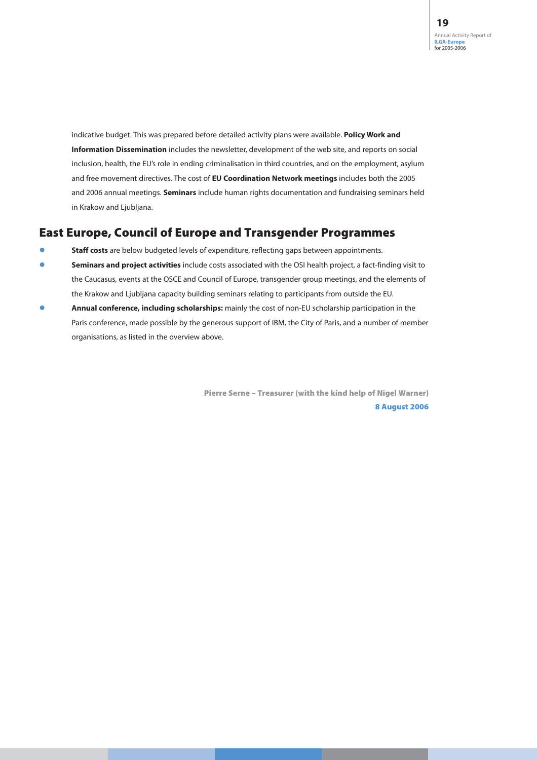indicative budget. This was prepared before detailed activity plans were available. **Policy Work and Information Dissemination** includes the newsletter, development of the web site, and reports on social inclusion, health, the EU's role in ending criminalisation in third countries, and on the employment, asylum and free movement directives. The cost of **EU Coordination Network meetings** includes both the 2005 and 2006 annual meetings. **Seminars** include human rights documentation and fundraising seminars held in Krakow and Ljubljana.

## East Europe, Council of Europe and Transgender Programmes

- **Staff costs** are below budgeted levels of expenditure, reflecting gaps between appointments.
- **Seminars and project activities** include costs associated with the OSI health project, a fact-finding visit to the Caucasus, events at the OSCE and Council of Europe, transgender group meetings, and the elements of the Krakow and Ljubljana capacity building seminars relating to participants from outside the EU.
- **Annual conference, including scholarships:** mainly the cost of non-EU scholarship participation in the Paris conference, made possible by the generous support of IBM, the City of Paris, and a number of member organisations, as listed in the overview above.

**Pierre Serne – Treasurer (with the kind help of Nigel Warner)**
**8 August 2006**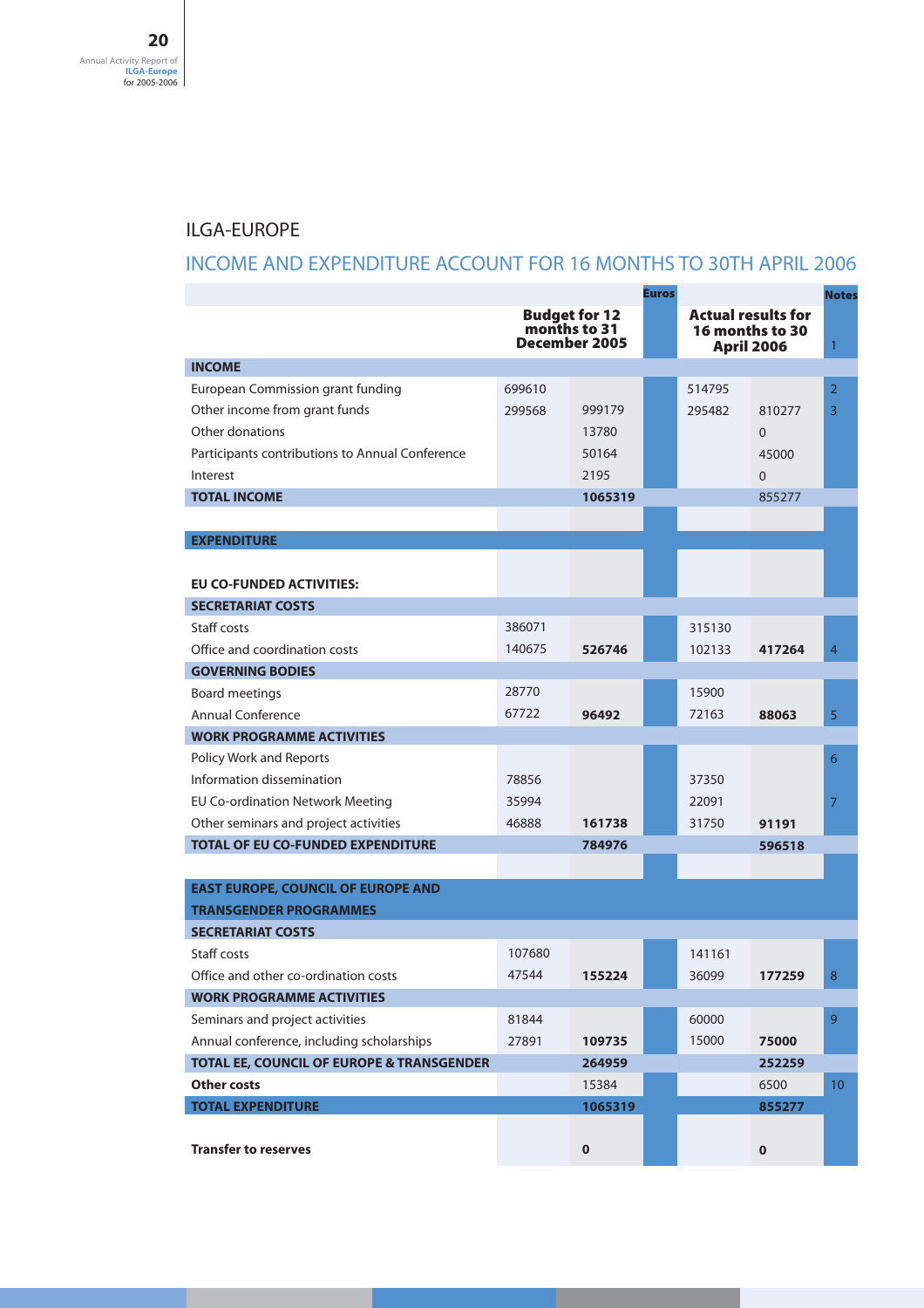## ILGA-EUROPE

## INCOME AND EXPENDITURE ACCOUNT FOR 16 MONTHS TO 30TH APRIL 2006

| | | | Euros | | | Notes |
|---|---|---|---|---|---|---|
| | Budget for 12 months to 31 December 2005 | | | Actual results for 16 months to 30 April 2006 | | 1 |
| **INCOME** | | | | | | |
| European Commission grant funding | 699610 | | | 514795 | | 2 |
| Other income from grant funds | 299568 | 999179 | | 295482 | 810277 | 3 |
| Other donations | | 13780 | | | 0 | |
| Participants contributions to Annual Conference | | 50164 | | | 45000 | |
| Interest | | 2195 | | | 0 | |
| **TOTAL INCOME** | | **1065319** | | | 855277 | |
| | | | | | | |
| **EXPENDITURE** | | | | | | |
| | | | | | | |
| **EU CO-FUNDED ACTIVITIES:** | | | | | | |
| **SECRETARIAT COSTS** | | | | | | |
| Staff costs | 386071 | | | 315130 | | |
| Office and coordination costs | 140675 | **526746** | | 102133 | **417264** | 4 |
| **GOVERNING BODIES** | | | | | | |
| Board meetings | 28770 | | | 15900 | | |
| Annual Conference | 67722 | **96492** | | 72163 | **88063** | 5 |
| **WORK PROGRAMME ACTIVITIES** | | | | | | |
| Policy Work and Reports | | | | | | 6 |
| Information dissemination | 78856 | | | 37350 | | |
| EU Co-ordination Network Meeting | 35994 | | | 22091 | | 7 |
| Other seminars and project activities | 46888 | **161738** | | 31750 | **91191** | |
| **TOTAL OF EU CO-FUNDED EXPENDITURE** | | **784976** | | | **596518** | |
| | | | | | | |
| **EAST EUROPE, COUNCIL OF EUROPE AND TRANSGENDER PROGRAMMES** | | | | | | |
| **SECRETARIAT COSTS** | | | | | | |
| Staff costs | 107680 | | | 141161 | | |
| Office and other co-ordination costs | 47544 | **155224** | | 36099 | **177259** | 8 |
| **WORK PROGRAMME ACTIVITIES** | | | | | | |
| Seminars and project activities | 81844 | | | 60000 | | 9 |
| Annual conference, including scholarships | 27891 | **109735** | | 15000 | **75000** | |
| **TOTAL EE, COUNCIL OF EUROPE & TRANSGENDER** | | **264959** | | | **252259** | |
| **Other costs** | | 15384 | | | 6500 | 10 |
| **TOTAL EXPENDITURE** | | **1065319** | | | **855277** | |
| | | | | | | |
| **Transfer to reserves** | | **0** | | | **0** | |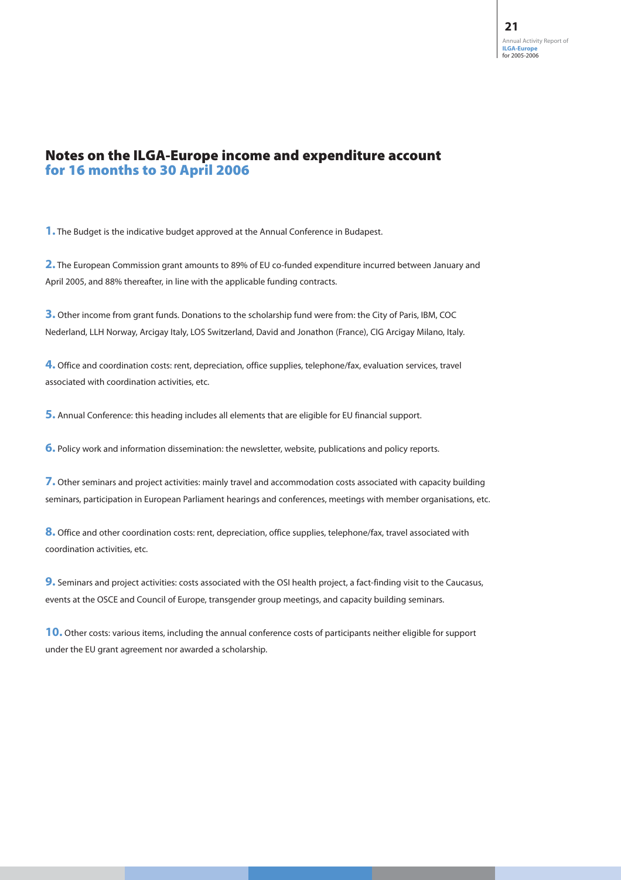# Notes on the ILGA-Europe income and expenditure account
## for 16 months to 30 April 2006

**1.** The Budget is the indicative budget approved at the Annual Conference in Budapest.

**2.** The European Commission grant amounts to 89% of EU co-funded expenditure incurred between January and April 2005, and 88% thereafter, in line with the applicable funding contracts.

**3.** Other income from grant funds. Donations to the scholarship fund were from: the City of Paris, IBM, COC Nederland, LLH Norway, Arcigay Italy, LOS Switzerland, David and Jonathon (France), CIG Arcigay Milano, Italy.

**4.** Office and coordination costs: rent, depreciation, office supplies, telephone/fax, evaluation services, travel associated with coordination activities, etc.

**5.** Annual Conference: this heading includes all elements that are eligible for EU financial support.

**6.** Policy work and information dissemination: the newsletter, website, publications and policy reports.

**7.** Other seminars and project activities: mainly travel and accommodation costs associated with capacity building seminars, participation in European Parliament hearings and conferences, meetings with member organisations, etc.

**8.** Office and other coordination costs: rent, depreciation, office supplies, telephone/fax, travel associated with coordination activities, etc.

**9.** Seminars and project activities: costs associated with the OSI health project, a fact-finding visit to the Caucasus, events at the OSCE and Council of Europe, transgender group meetings, and capacity building seminars.

**10.** Other costs: various items, including the annual conference costs of participants neither eligible for support under the EU grant agreement nor awarded a scholarship.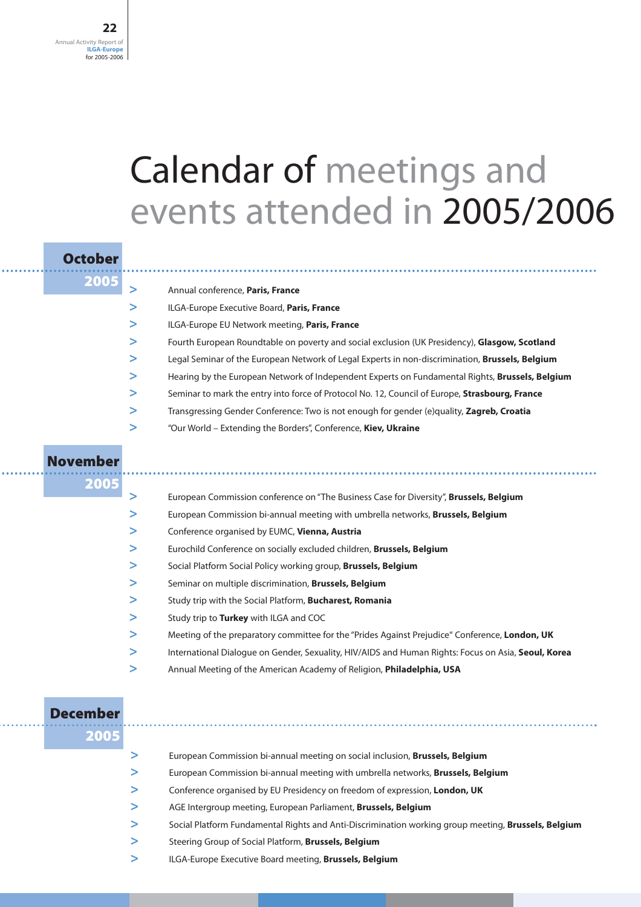# Calendar of meetings and events attended in 2005/2006

## October 2005

- Annual conference, **Paris, France**
- ILGA-Europe Executive Board, **Paris, France**
- ILGA-Europe EU Network meeting, **Paris, France**
- Fourth European Roundtable on poverty and social exclusion (UK Presidency), **Glasgow, Scotland**
- Legal Seminar of the European Network of Legal Experts in non-discrimination, **Brussels, Belgium**
- Hearing by the European Network of Independent Experts on Fundamental Rights, **Brussels, Belgium**
- Seminar to mark the entry into force of Protocol No. 12, Council of Europe, **Strasbourg, France**
- Transgressing Gender Conference: Two is not enough for gender (e)quality, **Zagreb, Croatia**
- "Our World – Extending the Borders", Conference, **Kiev, Ukraine**

## November 2005

- European Commission conference on "The Business Case for Diversity", **Brussels, Belgium**
- European Commission bi-annual meeting with umbrella networks, **Brussels, Belgium**
- Conference organised by EUMC, **Vienna, Austria**
- Eurochild Conference on socially excluded children, **Brussels, Belgium**
- Social Platform Social Policy working group, **Brussels, Belgium**
- Seminar on multiple discrimination, **Brussels, Belgium**
- Study trip with the Social Platform, **Bucharest, Romania**
- Study trip to **Turkey** with ILGA and COC
- Meeting of the preparatory committee for the "Prides Against Prejudice" Conference, **London, UK**
- International Dialogue on Gender, Sexuality, HIV/AIDS and Human Rights: Focus on Asia, **Seoul, Korea**
- Annual Meeting of the American Academy of Religion, **Philadelphia, USA**

## December 2005

- European Commission bi-annual meeting on social inclusion, **Brussels, Belgium**
- European Commission bi-annual meeting with umbrella networks, **Brussels, Belgium**
- Conference organised by EU Presidency on freedom of expression, **London, UK**
- AGE Intergroup meeting, European Parliament, **Brussels, Belgium**
- Social Platform Fundamental Rights and Anti-Discrimination working group meeting, **Brussels, Belgium**
- Steering Group of Social Platform, **Brussels, Belgium**
- ILGA-Europe Executive Board meeting, **Brussels, Belgium**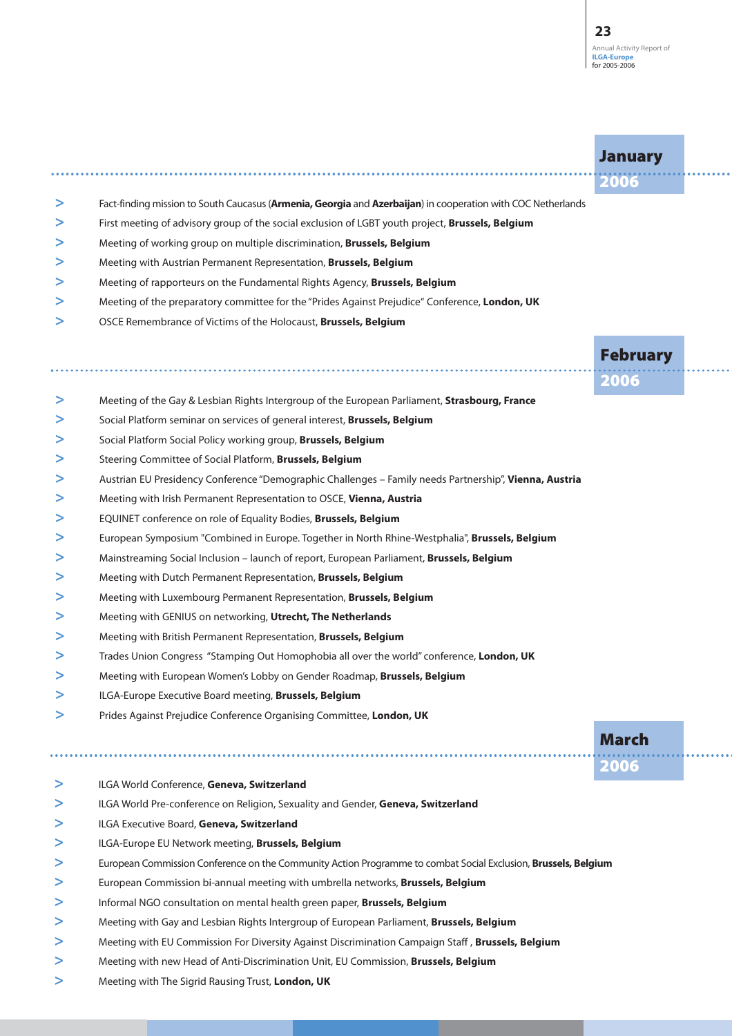## January 2006

- Fact-finding mission to South Caucasus (**Armenia, Georgia** and **Azerbaijan**) in cooperation with COC Netherlands
- First meeting of advisory group of the social exclusion of LGBT youth project, **Brussels, Belgium**
- Meeting of working group on multiple discrimination, **Brussels, Belgium**
- Meeting with Austrian Permanent Representation, **Brussels, Belgium**
- Meeting of rapporteurs on the Fundamental Rights Agency, **Brussels, Belgium**
- Meeting of the preparatory committee for the "Prides Against Prejudice" Conference, **London, UK**
- OSCE Remembrance of Victims of the Holocaust, **Brussels, Belgium**

## February 2006

- Meeting of the Gay & Lesbian Rights Intergroup of the European Parliament, **Strasbourg, France**
- Social Platform seminar on services of general interest, **Brussels, Belgium**
- Social Platform Social Policy working group, **Brussels, Belgium**
- Steering Committee of Social Platform, **Brussels, Belgium**
- Austrian EU Presidency Conference "Demographic Challenges – Family needs Partnership", **Vienna, Austria**
- Meeting with Irish Permanent Representation to OSCE, **Vienna, Austria**
- EQUINET conference on role of Equality Bodies, **Brussels, Belgium**
- European Symposium "Combined in Europe. Together in North Rhine-Westphalia", **Brussels, Belgium**
- Mainstreaming Social Inclusion – launch of report, European Parliament, **Brussels, Belgium**
- Meeting with Dutch Permanent Representation, **Brussels, Belgium**
- Meeting with Luxembourg Permanent Representation, **Brussels, Belgium**
- Meeting with GENIUS on networking, **Utrecht, The Netherlands**
- Meeting with British Permanent Representation, **Brussels, Belgium**
- Trades Union Congress "Stamping Out Homophobia all over the world" conference, **London, UK**
- Meeting with European Women's Lobby on Gender Roadmap, **Brussels, Belgium**
- ILGA-Europe Executive Board meeting, **Brussels, Belgium**
- Prides Against Prejudice Conference Organising Committee, **London, UK**

## March 2006

- ILGA World Conference, **Geneva, Switzerland**
- ILGA World Pre-conference on Religion, Sexuality and Gender, **Geneva, Switzerland**
- ILGA Executive Board, **Geneva, Switzerland**
- ILGA-Europe EU Network meeting, **Brussels, Belgium**
- European Commission Conference on the Community Action Programme to combat Social Exclusion, **Brussels, Belgium**
- European Commission bi-annual meeting with umbrella networks, **Brussels, Belgium**
- Informal NGO consultation on mental health green paper, **Brussels, Belgium**
- Meeting with Gay and Lesbian Rights Intergroup of European Parliament, **Brussels, Belgium**
- Meeting with EU Commission For Diversity Against Discrimination Campaign Staff , **Brussels, Belgium**
- Meeting with new Head of Anti-Discrimination Unit, EU Commission, **Brussels, Belgium**
- Meeting with The Sigrid Rausing Trust, **London, UK**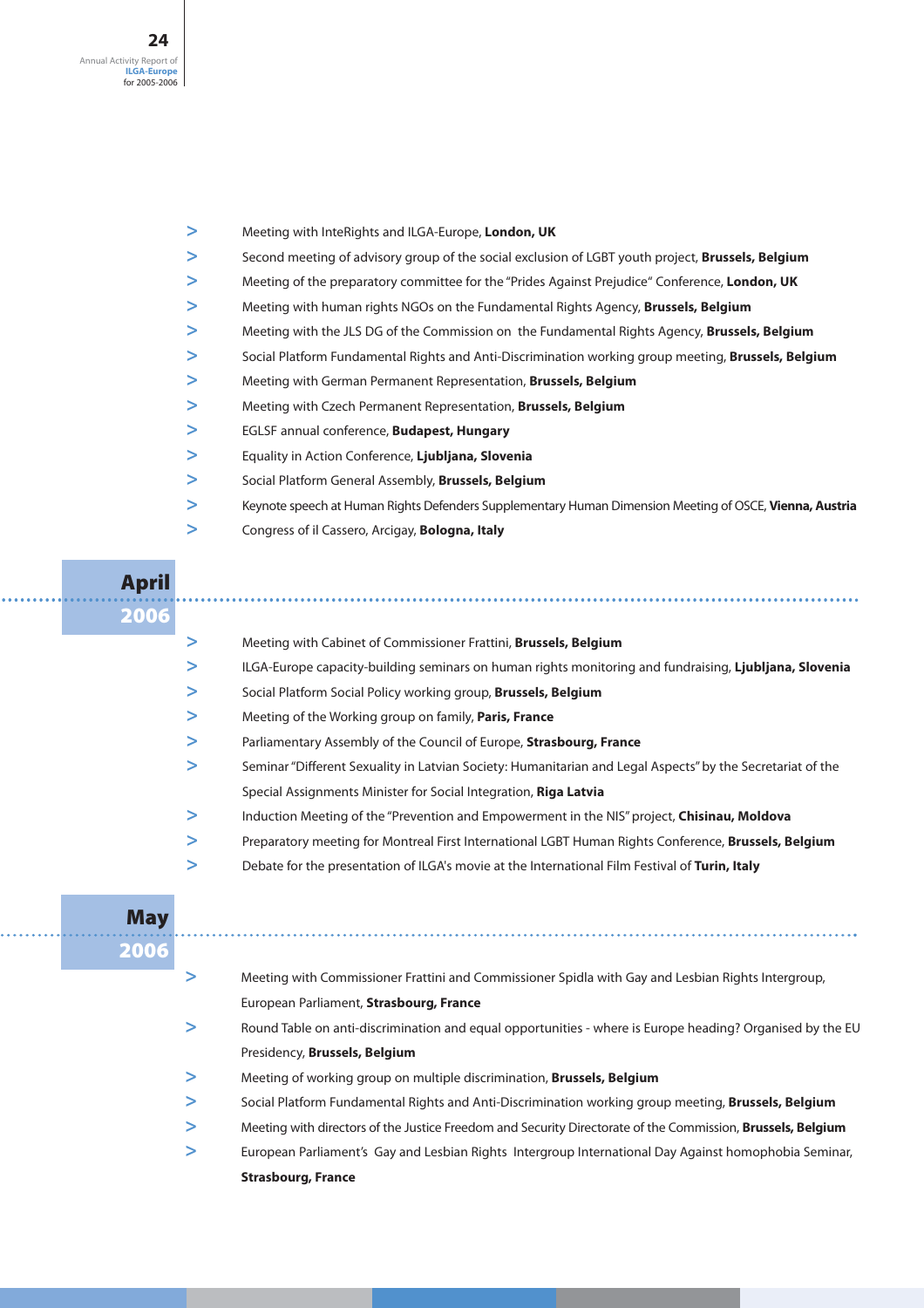- Meeting with InteRights and ILGA-Europe, **London, UK**
- Second meeting of advisory group of the social exclusion of LGBT youth project, **Brussels, Belgium**
- Meeting of the preparatory committee for the "Prides Against Prejudice" Conference, **London, UK**
- Meeting with human rights NGOs on the Fundamental Rights Agency, **Brussels, Belgium**
- Meeting with the JLS DG of the Commission on the Fundamental Rights Agency, **Brussels, Belgium**
- Social Platform Fundamental Rights and Anti-Discrimination working group meeting, **Brussels, Belgium**
- Meeting with German Permanent Representation, **Brussels, Belgium**
- Meeting with Czech Permanent Representation, **Brussels, Belgium**
- EGLSF annual conference, **Budapest, Hungary**
- Equality in Action Conference, **Ljubljana, Slovenia**
- Social Platform General Assembly, **Brussels, Belgium**
- Keynote speech at Human Rights Defenders Supplementary Human Dimension Meeting of OSCE, **Vienna, Austria**
- Congress of il Cassero, Arcigay, **Bologna, Italy**

## April 2006

- Meeting with Cabinet of Commissioner Frattini, **Brussels, Belgium**
- ILGA-Europe capacity-building seminars on human rights monitoring and fundraising, **Ljubljana, Slovenia**
- Social Platform Social Policy working group, **Brussels, Belgium**
- Meeting of the Working group on family, **Paris, France**
- Parliamentary Assembly of the Council of Europe, **Strasbourg, France**
- Seminar "Different Sexuality in Latvian Society: Humanitarian and Legal Aspects" by the Secretariat of the Special Assignments Minister for Social Integration, **Riga Latvia**
- Induction Meeting of the "Prevention and Empowerment in the NIS" project, **Chisinau, Moldova**
- Preparatory meeting for Montreal First International LGBT Human Rights Conference, **Brussels, Belgium**
- Debate for the presentation of ILGA's movie at the International Film Festival of **Turin, Italy**

## May 2006

- Meeting with Commissioner Frattini and Commissioner Spidla with Gay and Lesbian Rights Intergroup, European Parliament, **Strasbourg, France**
- Round Table on anti-discrimination and equal opportunities - where is Europe heading? Organised by the EU Presidency, **Brussels, Belgium**
- Meeting of working group on multiple discrimination, **Brussels, Belgium**
- Social Platform Fundamental Rights and Anti-Discrimination working group meeting, **Brussels, Belgium**
- Meeting with directors of the Justice Freedom and Security Directorate of the Commission, **Brussels, Belgium**
- European Parliament's Gay and Lesbian Rights Intergroup International Day Against homophobia Seminar, **Strasbourg, France**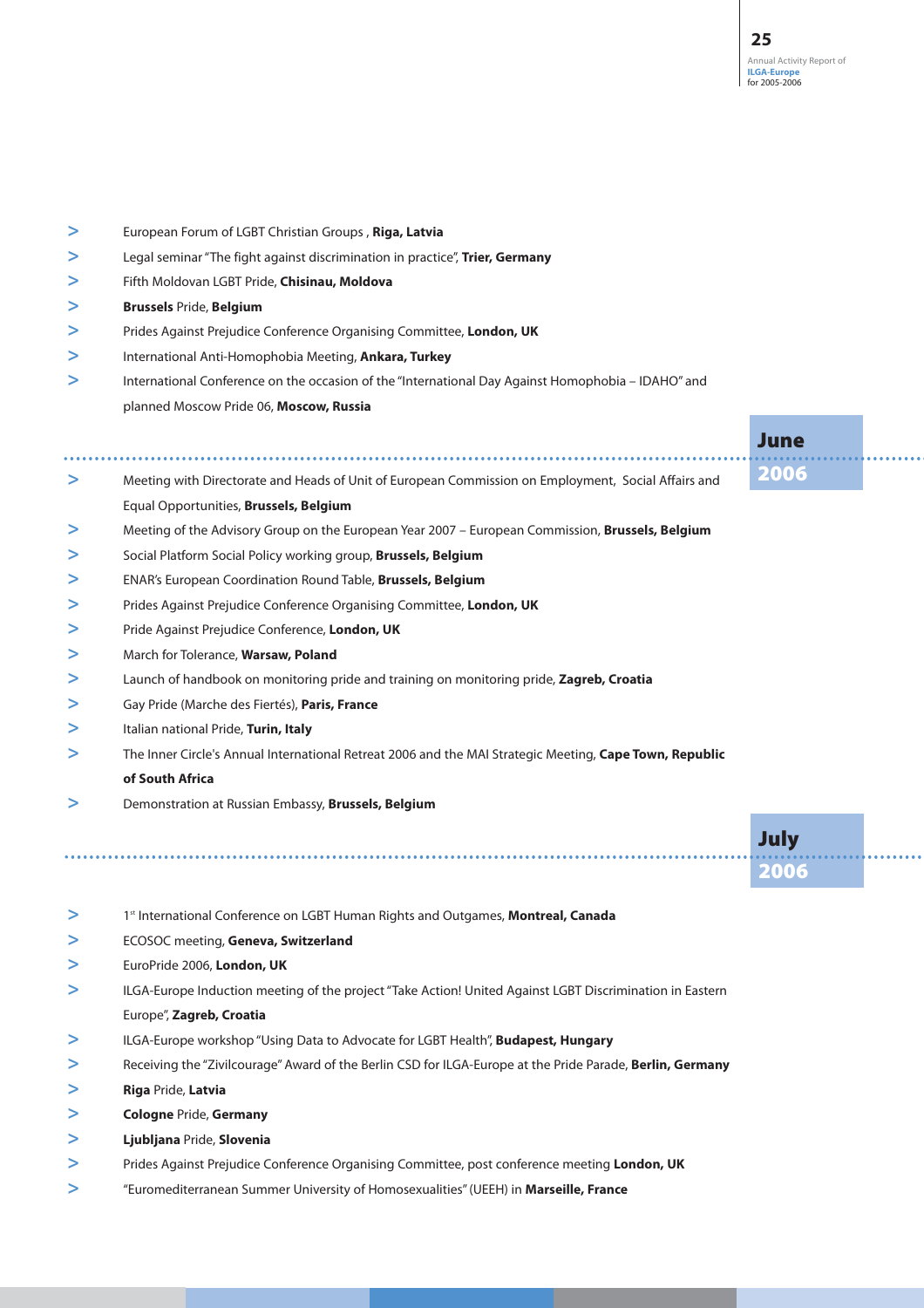- European Forum of LGBT Christian Groups , **Riga, Latvia**
- Legal seminar "The fight against discrimination in practice", **Trier, Germany**
- Fifth Moldovan LGBT Pride, **Chisinau, Moldova**
- **Brussels** Pride, **Belgium**
- Prides Against Prejudice Conference Organising Committee, **London, UK**
- International Anti-Homophobia Meeting, **Ankara, Turkey**
- International Conference on the occasion of the "International Day Against Homophobia – IDAHO" and planned Moscow Pride 06, **Moscow, Russia**

## June 2006

- Meeting with Directorate and Heads of Unit of European Commission on Employment, Social Affairs and Equal Opportunities, **Brussels, Belgium**
- Meeting of the Advisory Group on the European Year 2007 – European Commission, **Brussels, Belgium**
- Social Platform Social Policy working group, **Brussels, Belgium**
- ENAR's European Coordination Round Table, **Brussels, Belgium**
- Prides Against Prejudice Conference Organising Committee, **London, UK**
- Pride Against Prejudice Conference, **London, UK**
- March for Tolerance, **Warsaw, Poland**
- Launch of handbook on monitoring pride and training on monitoring pride, **Zagreb, Croatia**
- Gay Pride (Marche des Fiertés), **Paris, France**
- Italian national Pride, **Turin, Italy**
- The Inner Circle's Annual International Retreat 2006 and the MAI Strategic Meeting, **Cape Town, Republic of South Africa**
- Demonstration at Russian Embassy, **Brussels, Belgium**

## July 2006

- 1st International Conference on LGBT Human Rights and Outgames, **Montreal, Canada**
- ECOSOC meeting, **Geneva, Switzerland**
- EuroPride 2006, **London, UK**
- ILGA-Europe Induction meeting of the project "Take Action! United Against LGBT Discrimination in Eastern Europe", **Zagreb, Croatia**
- ILGA-Europe workshop "Using Data to Advocate for LGBT Health", **Budapest, Hungary**
- Receiving the "Zivilcourage" Award of the Berlin CSD for ILGA-Europe at the Pride Parade, **Berlin, Germany**
- **Riga** Pride, **Latvia**
- **Cologne** Pride, **Germany**
- **Ljubljana** Pride, **Slovenia**
- Prides Against Prejudice Conference Organising Committee, post conference meeting **London, UK**
- "Euromediterranean Summer University of Homosexualities" (UEEH) in **Marseille, France**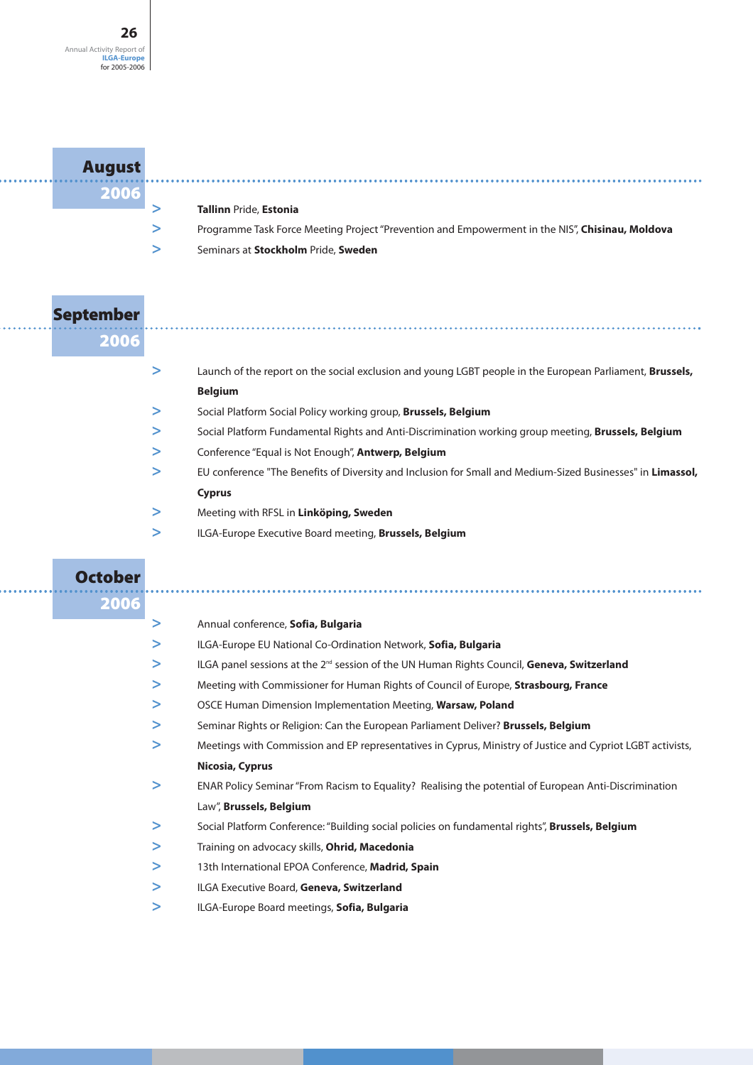## August 2006

- **Tallinn** Pride, **Estonia**
- Programme Task Force Meeting Project "Prevention and Empowerment in the NIS", **Chisinau, Moldova**
- Seminars at **Stockholm** Pride, **Sweden**

## September 2006

- Launch of the report on the social exclusion and young LGBT people in the European Parliament, **Brussels, Belgium**
- Social Platform Social Policy working group, **Brussels, Belgium**
- Social Platform Fundamental Rights and Anti-Discrimination working group meeting, **Brussels, Belgium**
- Conference "Equal is Not Enough", **Antwerp, Belgium**
- EU conference "The Benefits of Diversity and Inclusion for Small and Medium-Sized Businesses" in **Limassol, Cyprus**
- Meeting with RFSL in **Linköping, Sweden**
- ILGA-Europe Executive Board meeting, **Brussels, Belgium**

## October 2006

- Annual conference, **Sofia, Bulgaria**
- ILGA-Europe EU National Co-Ordination Network, **Sofia, Bulgaria**
- ILGA panel sessions at the 2nd session of the UN Human Rights Council, **Geneva, Switzerland**
- Meeting with Commissioner for Human Rights of Council of Europe, **Strasbourg, France**
- OSCE Human Dimension Implementation Meeting, **Warsaw, Poland**
- Seminar Rights or Religion: Can the European Parliament Deliver? **Brussels, Belgium**
- Meetings with Commission and EP representatives in Cyprus, Ministry of Justice and Cypriot LGBT activists, **Nicosia, Cyprus**
- ENAR Policy Seminar "From Racism to Equality? Realising the potential of European Anti-Discrimination Law", **Brussels, Belgium**
- Social Platform Conference: "Building social policies on fundamental rights", **Brussels, Belgium**
- Training on advocacy skills, **Ohrid, Macedonia**
- 13th International EPOA Conference, **Madrid, Spain**
- ILGA Executive Board, **Geneva, Switzerland**
- ILGA-Europe Board meetings, **Sofia, Bulgaria**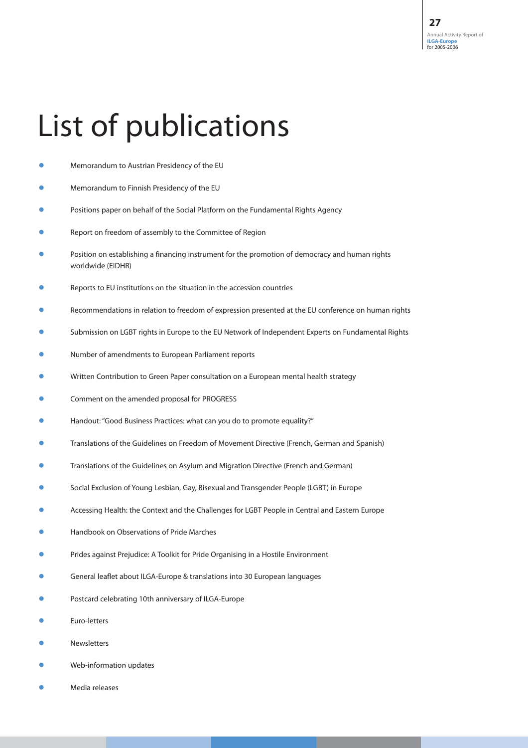# List of publications

- Memorandum to Austrian Presidency of the EU
- Memorandum to Finnish Presidency of the EU
- Positions paper on behalf of the Social Platform on the Fundamental Rights Agency
- Report on freedom of assembly to the Committee of Region
- Position on establishing a financing instrument for the promotion of democracy and human rights worldwide (EIDHR)
- Reports to EU institutions on the situation in the accession countries
- Recommendations in relation to freedom of expression presented at the EU conference on human rights
- Submission on LGBT rights in Europe to the EU Network of Independent Experts on Fundamental Rights
- Number of amendments to European Parliament reports
- Written Contribution to Green Paper consultation on a European mental health strategy
- Comment on the amended proposal for PROGRESS
- Handout: "Good Business Practices: what can you do to promote equality?"
- Translations of the Guidelines on Freedom of Movement Directive (French, German and Spanish)
- Translations of the Guidelines on Asylum and Migration Directive (French and German)
- Social Exclusion of Young Lesbian, Gay, Bisexual and Transgender People (LGBT) in Europe
- Accessing Health: the Context and the Challenges for LGBT People in Central and Eastern Europe
- Handbook on Observations of Pride Marches
- Prides against Prejudice: A Toolkit for Pride Organising in a Hostile Environment
- General leaflet about ILGA-Europe & translations into 30 European languages
- Postcard celebrating 10th anniversary of ILGA-Europe
- Euro-letters
- Newsletters
- Web-information updates
- Media releases